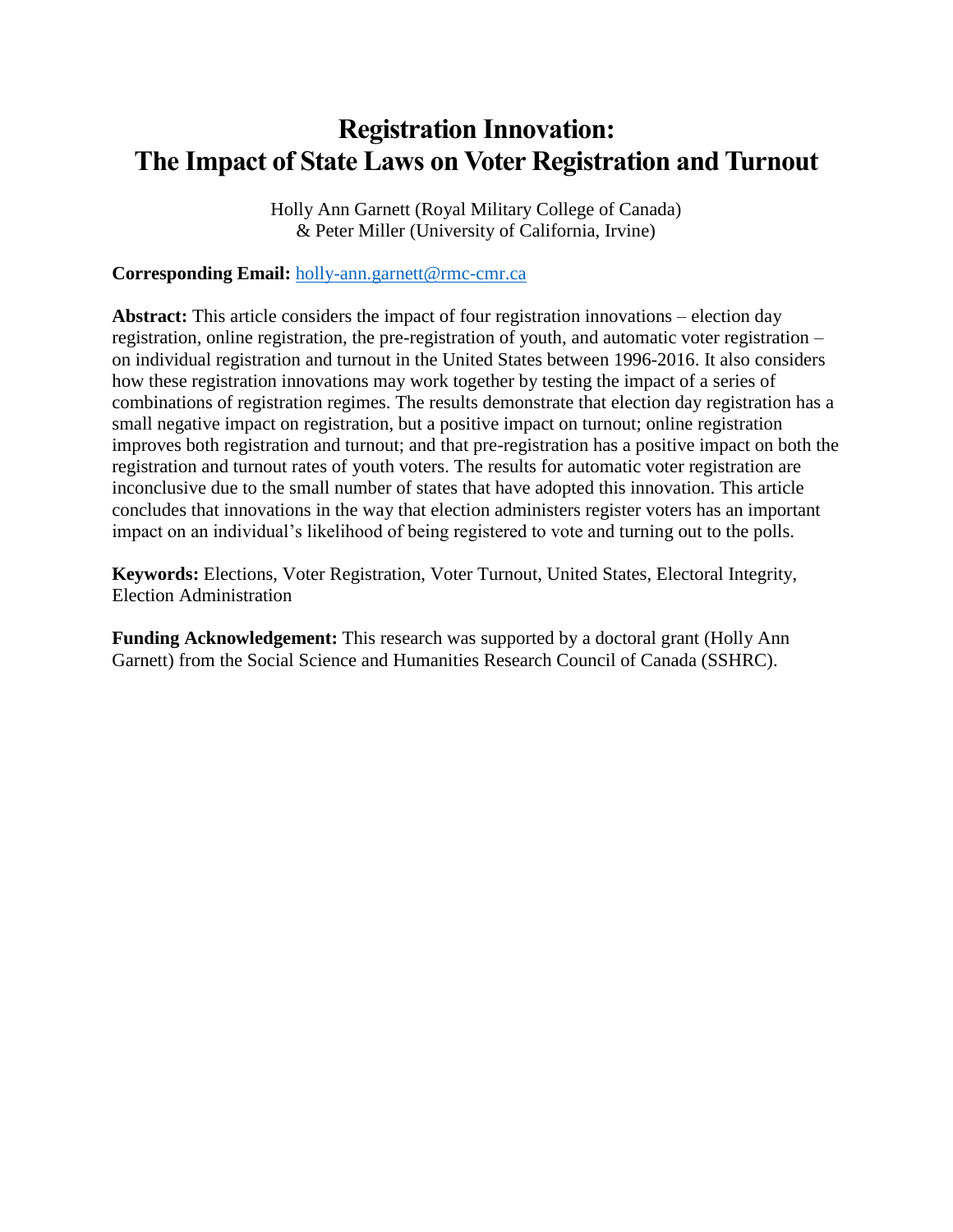# Registration Innovation: The Impact of State Laws on Voter Registration and Turnout

Holly Ann Garnett (Royal Military College of Canada)
& Peter Miller (University of California, Irvine)

**Corresponding Email:** holly-ann.garnett@rmc-cmr.ca

**Abstract:** This article considers the impact of four registration innovations – election day registration, online registration, the pre-registration of youth, and automatic voter registration – on individual registration and turnout in the United States between 1996-2016. It also considers how these registration innovations may work together by testing the impact of a series of combinations of registration regimes. The results demonstrate that election day registration has a small negative impact on registration, but a positive impact on turnout; online registration improves both registration and turnout; and that pre-registration has a positive impact on both the registration and turnout rates of youth voters. The results for automatic voter registration are inconclusive due to the small number of states that have adopted this innovation. This article concludes that innovations in the way that election administers register voters has an important impact on an individual's likelihood of being registered to vote and turning out to the polls.

**Keywords:** Elections, Voter Registration, Voter Turnout, United States, Electoral Integrity, Election Administration

**Funding Acknowledgement:** This research was supported by a doctoral grant (Holly Ann Garnett) from the Social Science and Humanities Research Council of Canada (SSHRC).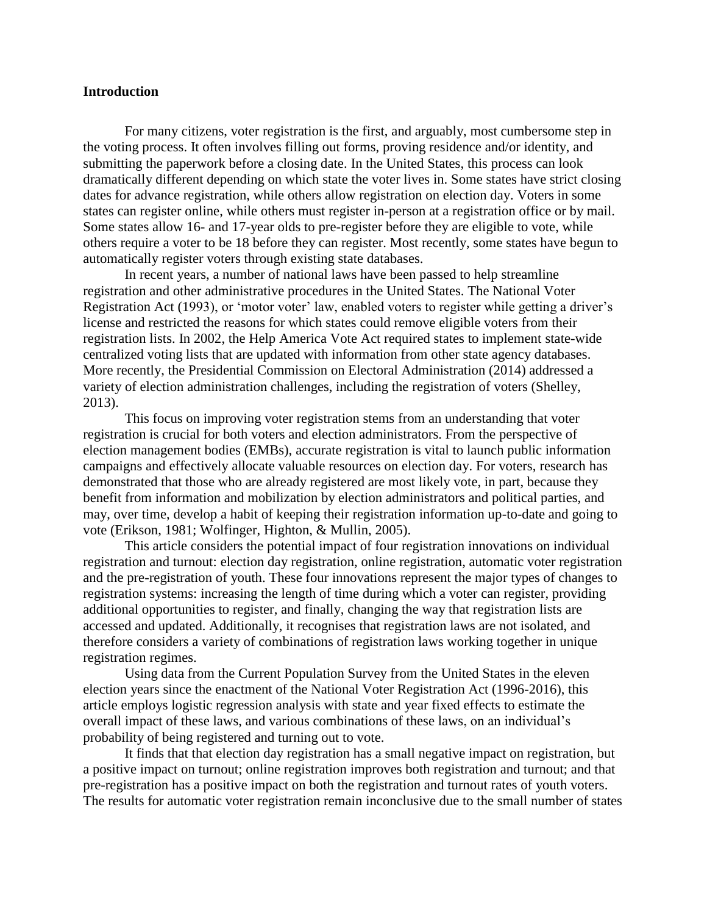**Introduction**

For many citizens, voter registration is the first, and arguably, most cumbersome step in the voting process. It often involves filling out forms, proving residence and/or identity, and submitting the paperwork before a closing date. In the United States, this process can look dramatically different depending on which state the voter lives in. Some states have strict closing dates for advance registration, while others allow registration on election day. Voters in some states can register online, while others must register in-person at a registration office or by mail. Some states allow 16- and 17-year olds to pre-register before they are eligible to vote, while others require a voter to be 18 before they can register. Most recently, some states have begun to automatically register voters through existing state databases.

In recent years, a number of national laws have been passed to help streamline registration and other administrative procedures in the United States. The National Voter Registration Act (1993), or 'motor voter' law, enabled voters to register while getting a driver's license and restricted the reasons for which states could remove eligible voters from their registration lists. In 2002, the Help America Vote Act required states to implement state-wide centralized voting lists that are updated with information from other state agency databases. More recently, the Presidential Commission on Electoral Administration (2014) addressed a variety of election administration challenges, including the registration of voters (Shelley, 2013).

This focus on improving voter registration stems from an understanding that voter registration is crucial for both voters and election administrators. From the perspective of election management bodies (EMBs), accurate registration is vital to launch public information campaigns and effectively allocate valuable resources on election day. For voters, research has demonstrated that those who are already registered are most likely vote, in part, because they benefit from information and mobilization by election administrators and political parties, and may, over time, develop a habit of keeping their registration information up-to-date and going to vote (Erikson, 1981; Wolfinger, Highton, & Mullin, 2005).

This article considers the potential impact of four registration innovations on individual registration and turnout: election day registration, online registration, automatic voter registration and the pre-registration of youth. These four innovations represent the major types of changes to registration systems: increasing the length of time during which a voter can register, providing additional opportunities to register, and finally, changing the way that registration lists are accessed and updated. Additionally, it recognises that registration laws are not isolated, and therefore considers a variety of combinations of registration laws working together in unique registration regimes.

Using data from the Current Population Survey from the United States in the eleven election years since the enactment of the National Voter Registration Act (1996-2016), this article employs logistic regression analysis with state and year fixed effects to estimate the overall impact of these laws, and various combinations of these laws, on an individual's probability of being registered and turning out to vote.

It finds that that election day registration has a small negative impact on registration, but a positive impact on turnout; online registration improves both registration and turnout; and that pre-registration has a positive impact on both the registration and turnout rates of youth voters. The results for automatic voter registration remain inconclusive due to the small number of states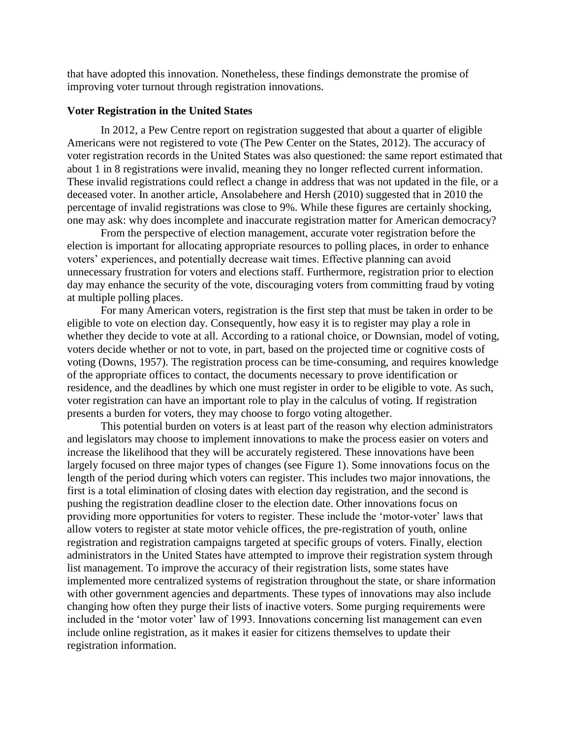that have adopted this innovation. Nonetheless, these findings demonstrate the promise of improving voter turnout through registration innovations.

### Voter Registration in the United States

In 2012, a Pew Centre report on registration suggested that about a quarter of eligible Americans were not registered to vote (The Pew Center on the States, 2012). The accuracy of voter registration records in the United States was also questioned: the same report estimated that about 1 in 8 registrations were invalid, meaning they no longer reflected current information. These invalid registrations could reflect a change in address that was not updated in the file, or a deceased voter. In another article, Ansolabehere and Hersh (2010) suggested that in 2010 the percentage of invalid registrations was close to 9%. While these figures are certainly shocking, one may ask: why does incomplete and inaccurate registration matter for American democracy?

From the perspective of election management, accurate voter registration before the election is important for allocating appropriate resources to polling places, in order to enhance voters' experiences, and potentially decrease wait times. Effective planning can avoid unnecessary frustration for voters and elections staff. Furthermore, registration prior to election day may enhance the security of the vote, discouraging voters from committing fraud by voting at multiple polling places.

For many American voters, registration is the first step that must be taken in order to be eligible to vote on election day. Consequently, how easy it is to register may play a role in whether they decide to vote at all. According to a rational choice, or Downsian, model of voting, voters decide whether or not to vote, in part, based on the projected time or cognitive costs of voting (Downs, 1957). The registration process can be time-consuming, and requires knowledge of the appropriate offices to contact, the documents necessary to prove identification or residence, and the deadlines by which one must register in order to be eligible to vote. As such, voter registration can have an important role to play in the calculus of voting. If registration presents a burden for voters, they may choose to forgo voting altogether.

This potential burden on voters is at least part of the reason why election administrators and legislators may choose to implement innovations to make the process easier on voters and increase the likelihood that they will be accurately registered. These innovations have been largely focused on three major types of changes (see Figure 1). Some innovations focus on the length of the period during which voters can register. This includes two major innovations, the first is a total elimination of closing dates with election day registration, and the second is pushing the registration deadline closer to the election date. Other innovations focus on providing more opportunities for voters to register. These include the 'motor-voter' laws that allow voters to register at state motor vehicle offices, the pre-registration of youth, online registration and registration campaigns targeted at specific groups of voters. Finally, election administrators in the United States have attempted to improve their registration system through list management. To improve the accuracy of their registration lists, some states have implemented more centralized systems of registration throughout the state, or share information with other government agencies and departments. These types of innovations may also include changing how often they purge their lists of inactive voters. Some purging requirements were included in the 'motor voter' law of 1993. Innovations concerning list management can even include online registration, as it makes it easier for citizens themselves to update their registration information.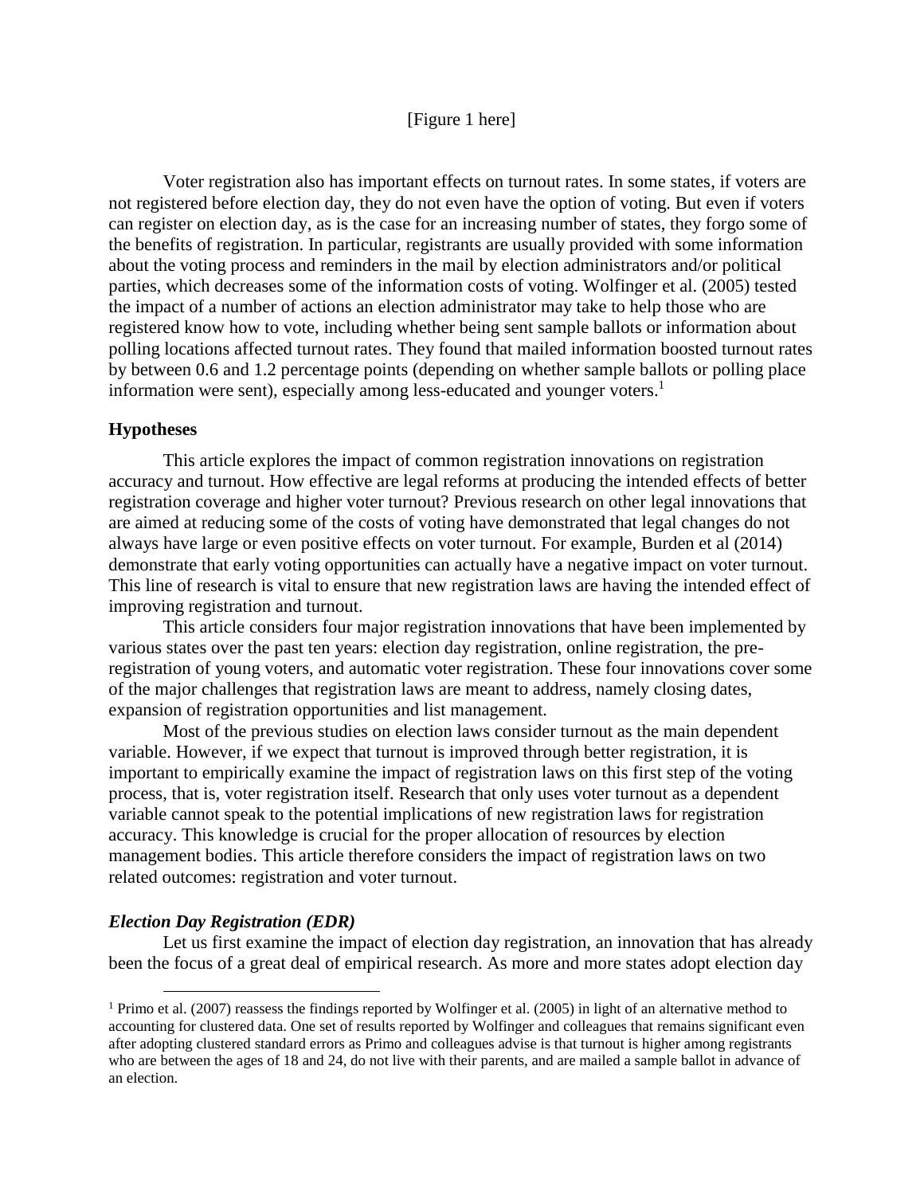[Figure 1 here]

Voter registration also has important effects on turnout rates. In some states, if voters are not registered before election day, they do not even have the option of voting. But even if voters can register on election day, as is the case for an increasing number of states, they forgo some of the benefits of registration. In particular, registrants are usually provided with some information about the voting process and reminders in the mail by election administrators and/or political parties, which decreases some of the information costs of voting. Wolfinger et al. (2005) tested the impact of a number of actions an election administrator may take to help those who are registered know how to vote, including whether being sent sample ballots or information about polling locations affected turnout rates. They found that mailed information boosted turnout rates by between 0.6 and 1.2 percentage points (depending on whether sample ballots or polling place information were sent), especially among less-educated and younger voters.[1]

### Hypotheses

This article explores the impact of common registration innovations on registration accuracy and turnout. How effective are legal reforms at producing the intended effects of better registration coverage and higher voter turnout? Previous research on other legal innovations that are aimed at reducing some of the costs of voting have demonstrated that legal changes do not always have large or even positive effects on voter turnout. For example, Burden et al (2014) demonstrate that early voting opportunities can actually have a negative impact on voter turnout. This line of research is vital to ensure that new registration laws are having the intended effect of improving registration and turnout.

This article considers four major registration innovations that have been implemented by various states over the past ten years: election day registration, online registration, the pre-registration of young voters, and automatic voter registration. These four innovations cover some of the major challenges that registration laws are meant to address, namely closing dates, expansion of registration opportunities and list management.

Most of the previous studies on election laws consider turnout as the main dependent variable. However, if we expect that turnout is improved through better registration, it is important to empirically examine the impact of registration laws on this first step of the voting process, that is, voter registration itself. Research that only uses voter turnout as a dependent variable cannot speak to the potential implications of new registration laws for registration accuracy. This knowledge is crucial for the proper allocation of resources by election management bodies. This article therefore considers the impact of registration laws on two related outcomes: registration and voter turnout.

#### *Election Day Registration (EDR)*

Let us first examine the impact of election day registration, an innovation that has already been the focus of a great deal of empirical research. As more and more states adopt election day

---

[1] Primo et al. (2007) reassess the findings reported by Wolfinger et al. (2005) in light of an alternative method to accounting for clustered data. One set of results reported by Wolfinger and colleagues that remains significant even after adopting clustered standard errors as Primo and colleagues advise is that turnout is higher among registrants who are between the ages of 18 and 24, do not live with their parents, and are mailed a sample ballot in advance of an election.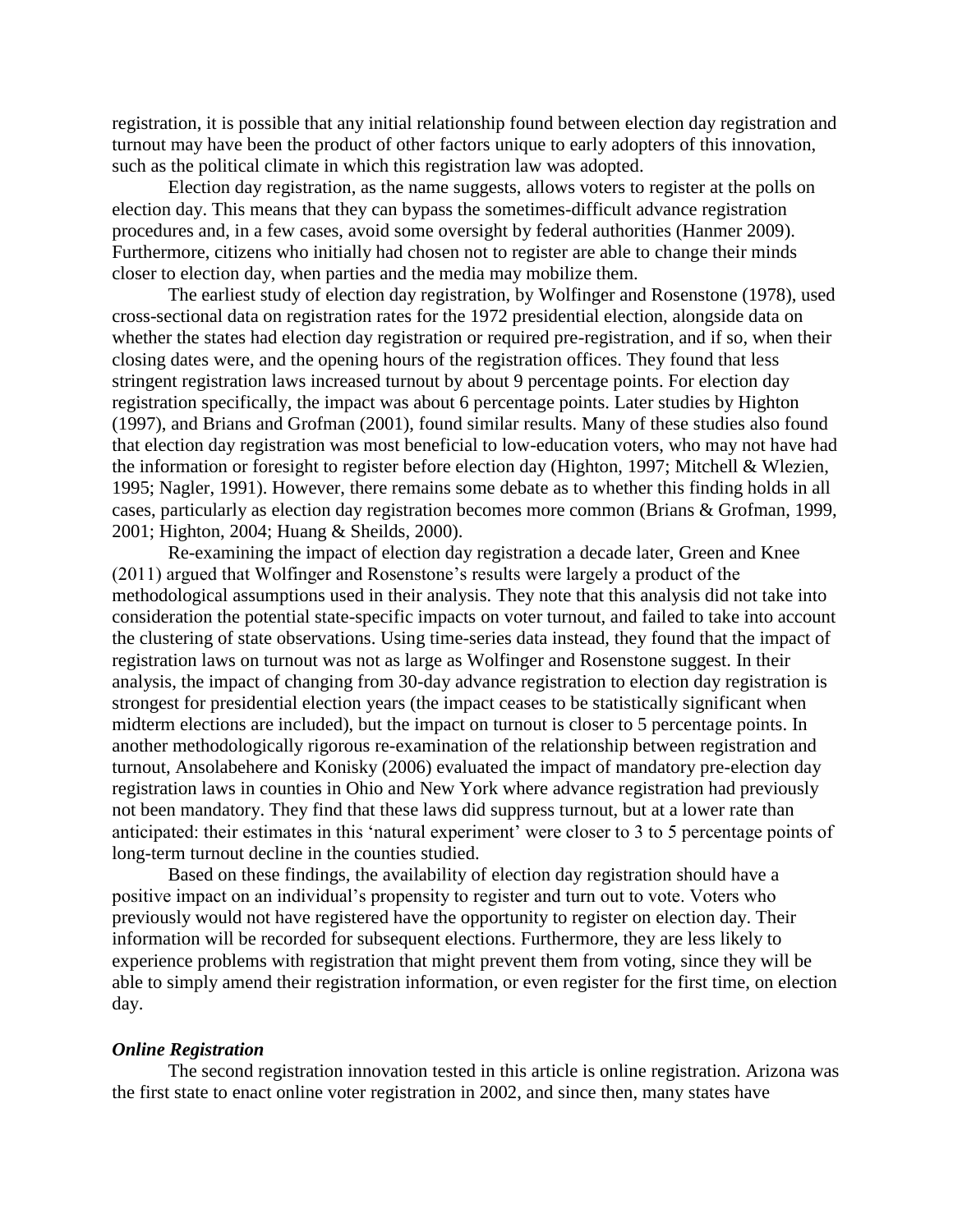registration, it is possible that any initial relationship found between election day registration and turnout may have been the product of other factors unique to early adopters of this innovation, such as the political climate in which this registration law was adopted.

Election day registration, as the name suggests, allows voters to register at the polls on election day. This means that they can bypass the sometimes-difficult advance registration procedures and, in a few cases, avoid some oversight by federal authorities (Hanmer 2009). Furthermore, citizens who initially had chosen not to register are able to change their minds closer to election day, when parties and the media may mobilize them.

The earliest study of election day registration, by Wolfinger and Rosenstone (1978), used cross-sectional data on registration rates for the 1972 presidential election, alongside data on whether the states had election day registration or required pre-registration, and if so, when their closing dates were, and the opening hours of the registration offices. They found that less stringent registration laws increased turnout by about 9 percentage points. For election day registration specifically, the impact was about 6 percentage points. Later studies by Highton (1997), and Brians and Grofman (2001), found similar results. Many of these studies also found that election day registration was most beneficial to low-education voters, who may not have had the information or foresight to register before election day (Highton, 1997; Mitchell & Wlezien, 1995; Nagler, 1991). However, there remains some debate as to whether this finding holds in all cases, particularly as election day registration becomes more common (Brians & Grofman, 1999, 2001; Highton, 2004; Huang & Sheilds, 2000).

Re-examining the impact of election day registration a decade later, Green and Knee (2011) argued that Wolfinger and Rosenstone's results were largely a product of the methodological assumptions used in their analysis. They note that this analysis did not take into consideration the potential state-specific impacts on voter turnout, and failed to take into account the clustering of state observations. Using time-series data instead, they found that the impact of registration laws on turnout was not as large as Wolfinger and Rosenstone suggest. In their analysis, the impact of changing from 30-day advance registration to election day registration is strongest for presidential election years (the impact ceases to be statistically significant when midterm elections are included), but the impact on turnout is closer to 5 percentage points. In another methodologically rigorous re-examination of the relationship between registration and turnout, Ansolabehere and Konisky (2006) evaluated the impact of mandatory pre-election day registration laws in counties in Ohio and New York where advance registration had previously not been mandatory. They find that these laws did suppress turnout, but at a lower rate than anticipated: their estimates in this 'natural experiment' were closer to 3 to 5 percentage points of long-term turnout decline in the counties studied.

Based on these findings, the availability of election day registration should have a positive impact on an individual's propensity to register and turn out to vote. Voters who previously would not have registered have the opportunity to register on election day. Their information will be recorded for subsequent elections. Furthermore, they are less likely to experience problems with registration that might prevent them from voting, since they will be able to simply amend their registration information, or even register for the first time, on election day.

***Online Registration***

The second registration innovation tested in this article is online registration. Arizona was the first state to enact online voter registration in 2002, and since then, many states have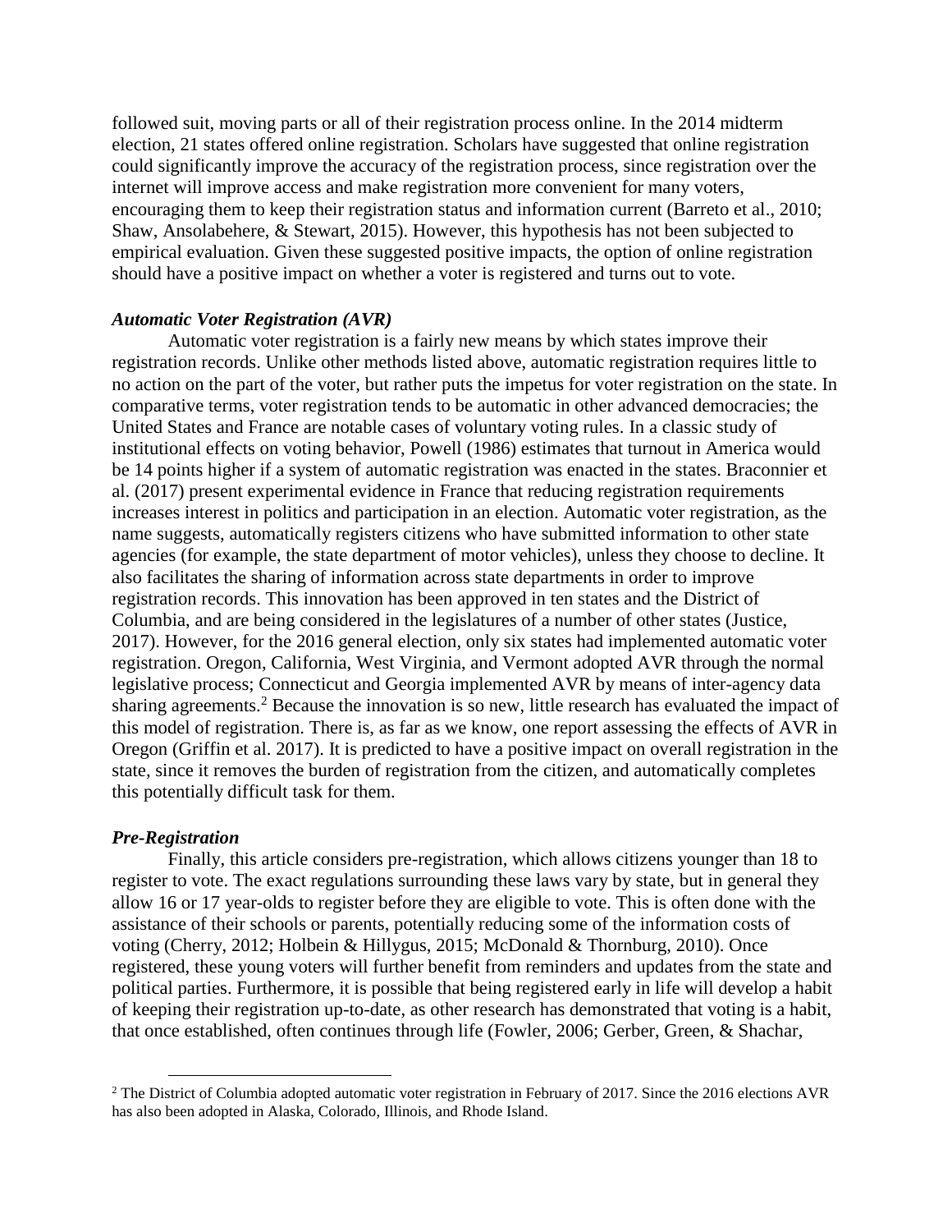followed suit, moving parts or all of their registration process online. In the 2014 midterm election, 21 states offered online registration. Scholars have suggested that online registration could significantly improve the accuracy of the registration process, since registration over the internet will improve access and make registration more convenient for many voters, encouraging them to keep their registration status and information current (Barreto et al., 2010; Shaw, Ansolabehere, & Stewart, 2015). However, this hypothesis has not been subjected to empirical evaluation. Given these suggested positive impacts, the option of online registration should have a positive impact on whether a voter is registered and turns out to vote.

### *Automatic Voter Registration (AVR)*

Automatic voter registration is a fairly new means by which states improve their registration records. Unlike other methods listed above, automatic registration requires little to no action on the part of the voter, but rather puts the impetus for voter registration on the state. In comparative terms, voter registration tends to be automatic in other advanced democracies; the United States and France are notable cases of voluntary voting rules. In a classic study of institutional effects on voting behavior, Powell (1986) estimates that turnout in America would be 14 points higher if a system of automatic registration was enacted in the states. Braconnier et al. (2017) present experimental evidence in France that reducing registration requirements increases interest in politics and participation in an election. Automatic voter registration, as the name suggests, automatically registers citizens who have submitted information to other state agencies (for example, the state department of motor vehicles), unless they choose to decline. It also facilitates the sharing of information across state departments in order to improve registration records. This innovation has been approved in ten states and the District of Columbia, and are being considered in the legislatures of a number of other states (Justice, 2017). However, for the 2016 general election, only six states had implemented automatic voter registration. Oregon, California, West Virginia, and Vermont adopted AVR through the normal legislative process; Connecticut and Georgia implemented AVR by means of inter-agency data sharing agreements.[2] Because the innovation is so new, little research has evaluated the impact of this model of registration. There is, as far as we know, one report assessing the effects of AVR in Oregon (Griffin et al. 2017). It is predicted to have a positive impact on overall registration in the state, since it removes the burden of registration from the citizen, and automatically completes this potentially difficult task for them.

### *Pre-Registration*

Finally, this article considers pre-registration, which allows citizens younger than 18 to register to vote. The exact regulations surrounding these laws vary by state, but in general they allow 16 or 17 year-olds to register before they are eligible to vote. This is often done with the assistance of their schools or parents, potentially reducing some of the information costs of voting (Cherry, 2012; Holbein & Hillygus, 2015; McDonald & Thornburg, 2010). Once registered, these young voters will further benefit from reminders and updates from the state and political parties. Furthermore, it is possible that being registered early in life will develop a habit of keeping their registration up-to-date, as other research has demonstrated that voting is a habit, that once established, often continues through life (Fowler, 2006; Gerber, Green, & Shachar,

[2] The District of Columbia adopted automatic voter registration in February of 2017. Since the 2016 elections AVR has also been adopted in Alaska, Colorado, Illinois, and Rhode Island.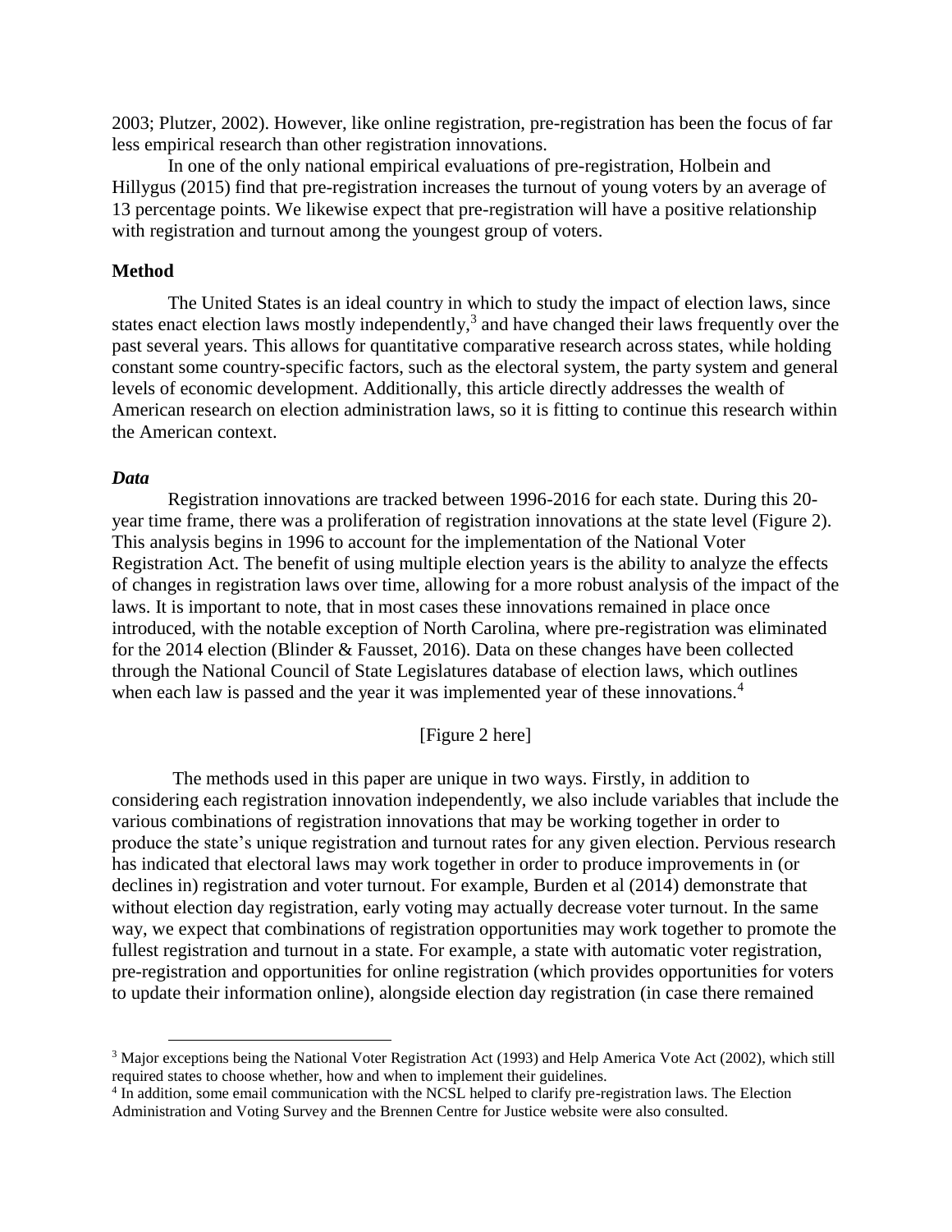2003; Plutzer, 2002). However, like online registration, pre-registration has been the focus of far less empirical research than other registration innovations.

In one of the only national empirical evaluations of pre-registration, Holbein and Hillygus (2015) find that pre-registration increases the turnout of young voters by an average of 13 percentage points. We likewise expect that pre-registration will have a positive relationship with registration and turnout among the youngest group of voters.

## Method

The United States is an ideal country in which to study the impact of election laws, since states enact election laws mostly independently,[3] and have changed their laws frequently over the past several years. This allows for quantitative comparative research across states, while holding constant some country-specific factors, such as the electoral system, the party system and general levels of economic development. Additionally, this article directly addresses the wealth of American research on election administration laws, so it is fitting to continue this research within the American context.

### *Data*

Registration innovations are tracked between 1996-2016 for each state. During this 20-year time frame, there was a proliferation of registration innovations at the state level (Figure 2). This analysis begins in 1996 to account for the implementation of the National Voter Registration Act. The benefit of using multiple election years is the ability to analyze the effects of changes in registration laws over time, allowing for a more robust analysis of the impact of the laws. It is important to note, that in most cases these innovations remained in place once introduced, with the notable exception of North Carolina, where pre-registration was eliminated for the 2014 election (Blinder & Fausset, 2016). Data on these changes have been collected through the National Council of State Legislatures database of election laws, which outlines when each law is passed and the year it was implemented year of these innovations.[4]

[Figure 2 here]

The methods used in this paper are unique in two ways. Firstly, in addition to considering each registration innovation independently, we also include variables that include the various combinations of registration innovations that may be working together in order to produce the state's unique registration and turnout rates for any given election. Pervious research has indicated that electoral laws may work together in order to produce improvements in (or declines in) registration and voter turnout. For example, Burden et al (2014) demonstrate that without election day registration, early voting may actually decrease voter turnout. In the same way, we expect that combinations of registration opportunities may work together to promote the fullest registration and turnout in a state. For example, a state with automatic voter registration, pre-registration and opportunities for online registration (which provides opportunities for voters to update their information online), alongside election day registration (in case there remained

---

[3] Major exceptions being the National Voter Registration Act (1993) and Help America Vote Act (2002), which still required states to choose whether, how and when to implement their guidelines.

[4] In addition, some email communication with the NCSL helped to clarify pre-registration laws. The Election Administration and Voting Survey and the Brennen Centre for Justice website were also consulted.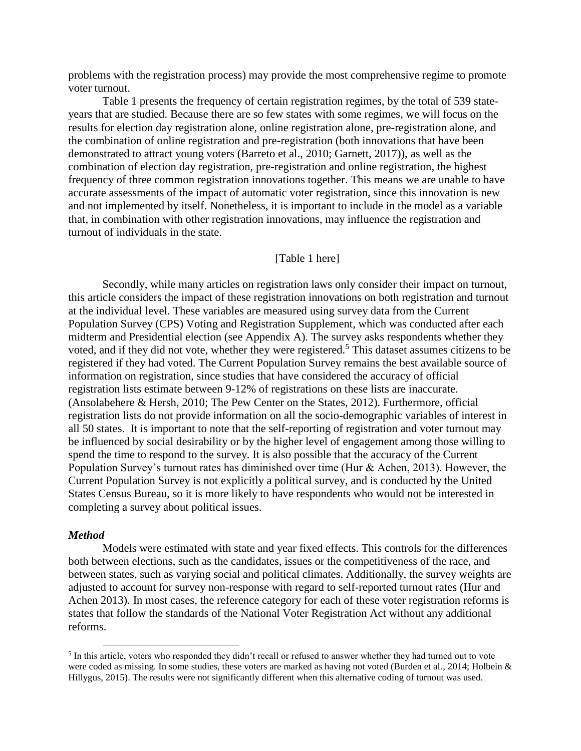problems with the registration process) may provide the most comprehensive regime to promote voter turnout.

Table 1 presents the frequency of certain registration regimes, by the total of 539 state-years that are studied. Because there are so few states with some regimes, we will focus on the results for election day registration alone, online registration alone, pre-registration alone, and the combination of online registration and pre-registration (both innovations that have been demonstrated to attract young voters (Barreto et al., 2010; Garnett, 2017)), as well as the combination of election day registration, pre-registration and online registration, the highest frequency of three common registration innovations together. This means we are unable to have accurate assessments of the impact of automatic voter registration, since this innovation is new and not implemented by itself. Nonetheless, it is important to include in the model as a variable that, in combination with other registration innovations, may influence the registration and turnout of individuals in the state.

[Table 1 here]

Secondly, while many articles on registration laws only consider their impact on turnout, this article considers the impact of these registration innovations on both registration and turnout at the individual level. These variables are measured using survey data from the Current Population Survey (CPS) Voting and Registration Supplement, which was conducted after each midterm and Presidential election (see Appendix A). The survey asks respondents whether they voted, and if they did not vote, whether they were registered.[5] This dataset assumes citizens to be registered if they had voted. The Current Population Survey remains the best available source of information on registration, since studies that have considered the accuracy of official registration lists estimate between 9-12% of registrations on these lists are inaccurate. (Ansolabehere & Hersh, 2010; The Pew Center on the States, 2012). Furthermore, official registration lists do not provide information on all the socio-demographic variables of interest in all 50 states. It is important to note that the self-reporting of registration and voter turnout may be influenced by social desirability or by the higher level of engagement among those willing to spend the time to respond to the survey. It is also possible that the accuracy of the Current Population Survey's turnout rates has diminished over time (Hur & Achen, 2013). However, the Current Population Survey is not explicitly a political survey, and is conducted by the United States Census Bureau, so it is more likely to have respondents who would not be interested in completing a survey about political issues.

### *Method*

Models were estimated with state and year fixed effects. This controls for the differences both between elections, such as the candidates, issues or the competitiveness of the race, and between states, such as varying social and political climates. Additionally, the survey weights are adjusted to account for survey non-response with regard to self-reported turnout rates (Hur and Achen 2013). In most cases, the reference category for each of these voter registration reforms is states that follow the standards of the National Voter Registration Act without any additional reforms.

[5] In this article, voters who responded they didn't recall or refused to answer whether they had turned out to vote were coded as missing. In some studies, these voters are marked as having not voted (Burden et al., 2014; Holbein & Hillygus, 2015). The results were not significantly different when this alternative coding of turnout was used.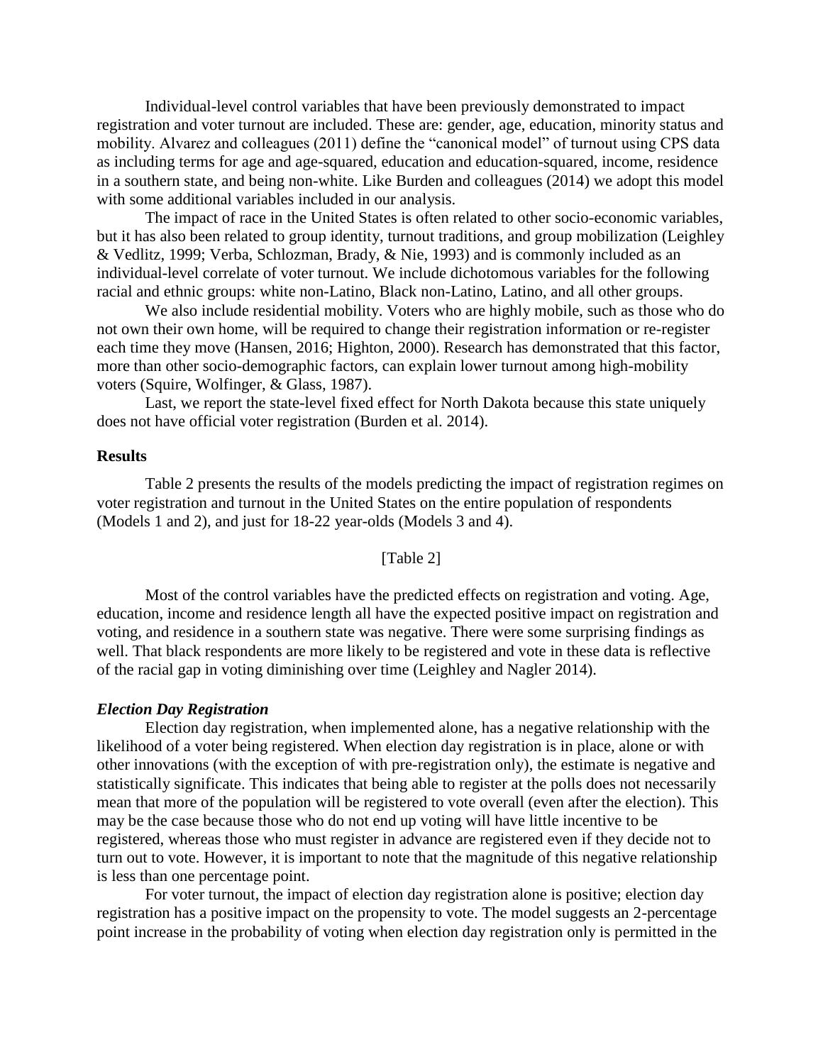Individual-level control variables that have been previously demonstrated to impact registration and voter turnout are included. These are: gender, age, education, minority status and mobility. Alvarez and colleagues (2011) define the "canonical model" of turnout using CPS data as including terms for age and age-squared, education and education-squared, income, residence in a southern state, and being non-white. Like Burden and colleagues (2014) we adopt this model with some additional variables included in our analysis.

The impact of race in the United States is often related to other socio-economic variables, but it has also been related to group identity, turnout traditions, and group mobilization (Leighley & Vedlitz, 1999; Verba, Schlozman, Brady, & Nie, 1993) and is commonly included as an individual-level correlate of voter turnout. We include dichotomous variables for the following racial and ethnic groups: white non-Latino, Black non-Latino, Latino, and all other groups.

We also include residential mobility. Voters who are highly mobile, such as those who do not own their own home, will be required to change their registration information or re-register each time they move (Hansen, 2016; Highton, 2000). Research has demonstrated that this factor, more than other socio-demographic factors, can explain lower turnout among high-mobility voters (Squire, Wolfinger, & Glass, 1987).

Last, we report the state-level fixed effect for North Dakota because this state uniquely does not have official voter registration (Burden et al. 2014).

## Results

Table 2 presents the results of the models predicting the impact of registration regimes on voter registration and turnout in the United States on the entire population of respondents (Models 1 and 2), and just for 18-22 year-olds (Models 3 and 4).

[Table 2]

Most of the control variables have the predicted effects on registration and voting. Age, education, income and residence length all have the expected positive impact on registration and voting, and residence in a southern state was negative. There were some surprising findings as well. That black respondents are more likely to be registered and vote in these data is reflective of the racial gap in voting diminishing over time (Leighley and Nagler 2014).

### *Election Day Registration*

Election day registration, when implemented alone, has a negative relationship with the likelihood of a voter being registered. When election day registration is in place, alone or with other innovations (with the exception of with pre-registration only), the estimate is negative and statistically significate. This indicates that being able to register at the polls does not necessarily mean that more of the population will be registered to vote overall (even after the election). This may be the case because those who do not end up voting will have little incentive to be registered, whereas those who must register in advance are registered even if they decide not to turn out to vote. However, it is important to note that the magnitude of this negative relationship is less than one percentage point.

For voter turnout, the impact of election day registration alone is positive; election day registration has a positive impact on the propensity to vote. The model suggests an 2-percentage point increase in the probability of voting when election day registration only is permitted in the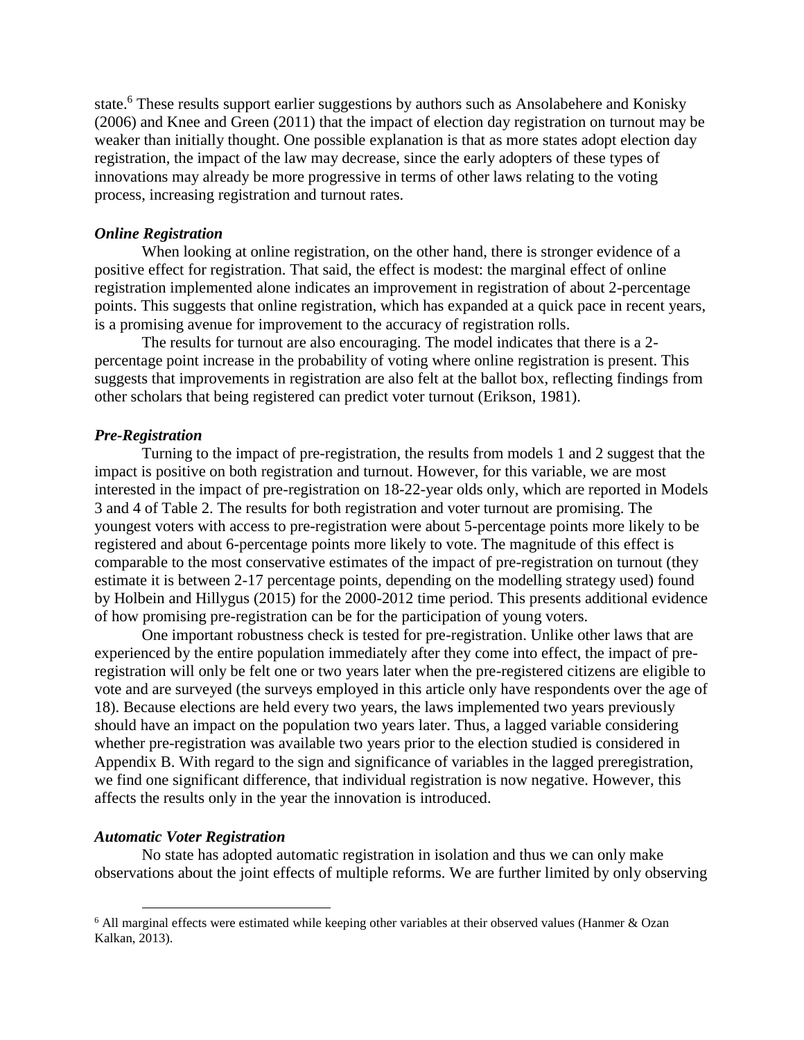state.[6] These results support earlier suggestions by authors such as Ansolabehere and Konisky (2006) and Knee and Green (2011) that the impact of election day registration on turnout may be weaker than initially thought. One possible explanation is that as more states adopt election day registration, the impact of the law may decrease, since the early adopters of these types of innovations may already be more progressive in terms of other laws relating to the voting process, increasing registration and turnout rates.

### *Online Registration*

When looking at online registration, on the other hand, there is stronger evidence of a positive effect for registration. That said, the effect is modest: the marginal effect of online registration implemented alone indicates an improvement in registration of about 2-percentage points. This suggests that online registration, which has expanded at a quick pace in recent years, is a promising avenue for improvement to the accuracy of registration rolls.

The results for turnout are also encouraging. The model indicates that there is a 2-percentage point increase in the probability of voting where online registration is present. This suggests that improvements in registration are also felt at the ballot box, reflecting findings from other scholars that being registered can predict voter turnout (Erikson, 1981).

### *Pre-Registration*

Turning to the impact of pre-registration, the results from models 1 and 2 suggest that the impact is positive on both registration and turnout. However, for this variable, we are most interested in the impact of pre-registration on 18-22-year olds only, which are reported in Models 3 and 4 of Table 2. The results for both registration and voter turnout are promising. The youngest voters with access to pre-registration were about 5-percentage points more likely to be registered and about 6-percentage points more likely to vote. The magnitude of this effect is comparable to the most conservative estimates of the impact of pre-registration on turnout (they estimate it is between 2-17 percentage points, depending on the modelling strategy used) found by Holbein and Hillygus (2015) for the 2000-2012 time period. This presents additional evidence of how promising pre-registration can be for the participation of young voters.

One important robustness check is tested for pre-registration. Unlike other laws that are experienced by the entire population immediately after they come into effect, the impact of pre-registration will only be felt one or two years later when the pre-registered citizens are eligible to vote and are surveyed (the surveys employed in this article only have respondents over the age of 18). Because elections are held every two years, the laws implemented two years previously should have an impact on the population two years later. Thus, a lagged variable considering whether pre-registration was available two years prior to the election studied is considered in Appendix B. With regard to the sign and significance of variables in the lagged preregistration, we find one significant difference, that individual registration is now negative. However, this affects the results only in the year the innovation is introduced.

### *Automatic Voter Registration*

No state has adopted automatic registration in isolation and thus we can only make observations about the joint effects of multiple reforms. We are further limited by only observing

[6] All marginal effects were estimated while keeping other variables at their observed values (Hanmer & Ozan Kalkan, 2013).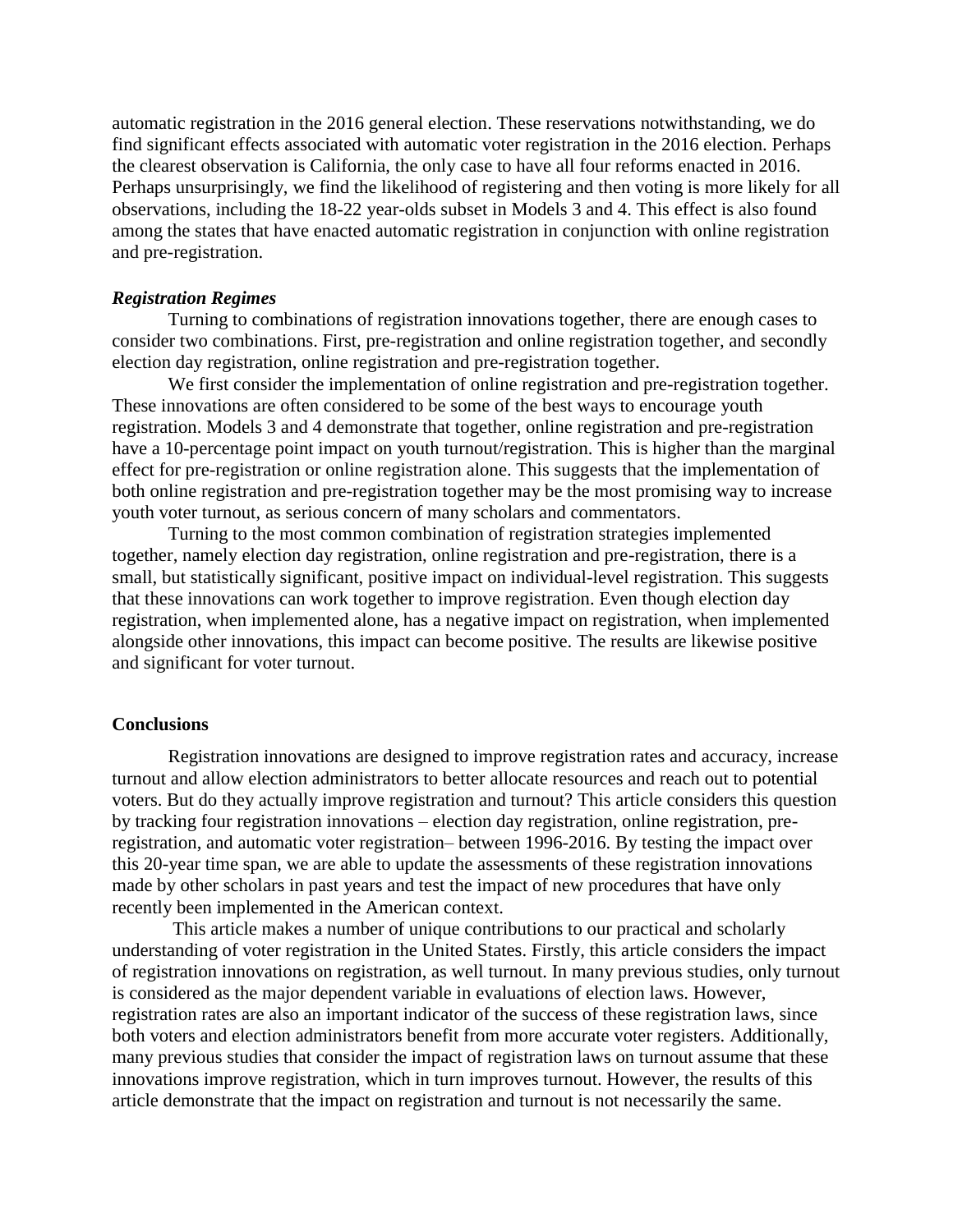automatic registration in the 2016 general election. These reservations notwithstanding, we do find significant effects associated with automatic voter registration in the 2016 election. Perhaps the clearest observation is California, the only case to have all four reforms enacted in 2016. Perhaps unsurprisingly, we find the likelihood of registering and then voting is more likely for all observations, including the 18-22 year-olds subset in Models 3 and 4. This effect is also found among the states that have enacted automatic registration in conjunction with online registration and pre-registration.

***Registration Regimes***

Turning to combinations of registration innovations together, there are enough cases to consider two combinations. First, pre-registration and online registration together, and secondly election day registration, online registration and pre-registration together.

We first consider the implementation of online registration and pre-registration together. These innovations are often considered to be some of the best ways to encourage youth registration. Models 3 and 4 demonstrate that together, online registration and pre-registration have a 10-percentage point impact on youth turnout/registration. This is higher than the marginal effect for pre-registration or online registration alone. This suggests that the implementation of both online registration and pre-registration together may be the most promising way to increase youth voter turnout, as serious concern of many scholars and commentators.

Turning to the most common combination of registration strategies implemented together, namely election day registration, online registration and pre-registration, there is a small, but statistically significant, positive impact on individual-level registration. This suggests that these innovations can work together to improve registration. Even though election day registration, when implemented alone, has a negative impact on registration, when implemented alongside other innovations, this impact can become positive. The results are likewise positive and significant for voter turnout.

## Conclusions

Registration innovations are designed to improve registration rates and accuracy, increase turnout and allow election administrators to better allocate resources and reach out to potential voters. But do they actually improve registration and turnout? This article considers this question by tracking four registration innovations – election day registration, online registration, pre-registration, and automatic voter registration– between 1996-2016. By testing the impact over this 20-year time span, we are able to update the assessments of these registration innovations made by other scholars in past years and test the impact of new procedures that have only recently been implemented in the American context.

This article makes a number of unique contributions to our practical and scholarly understanding of voter registration in the United States. Firstly, this article considers the impact of registration innovations on registration, as well turnout. In many previous studies, only turnout is considered as the major dependent variable in evaluations of election laws. However, registration rates are also an important indicator of the success of these registration laws, since both voters and election administrators benefit from more accurate voter registers. Additionally, many previous studies that consider the impact of registration laws on turnout assume that these innovations improve registration, which in turn improves turnout. However, the results of this article demonstrate that the impact on registration and turnout is not necessarily the same.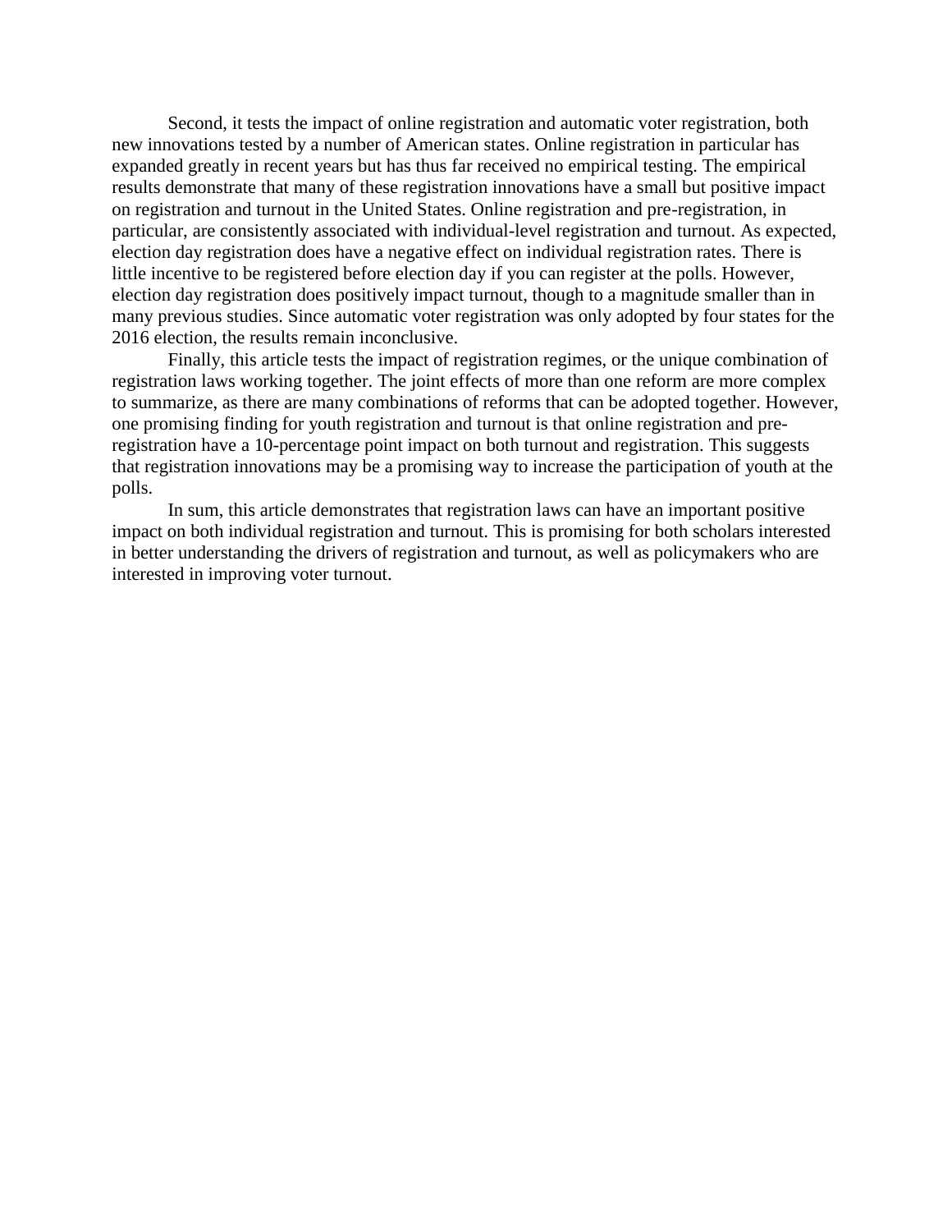Second, it tests the impact of online registration and automatic voter registration, both new innovations tested by a number of American states. Online registration in particular has expanded greatly in recent years but has thus far received no empirical testing. The empirical results demonstrate that many of these registration innovations have a small but positive impact on registration and turnout in the United States. Online registration and pre-registration, in particular, are consistently associated with individual-level registration and turnout. As expected, election day registration does have a negative effect on individual registration rates. There is little incentive to be registered before election day if you can register at the polls. However, election day registration does positively impact turnout, though to a magnitude smaller than in many previous studies. Since automatic voter registration was only adopted by four states for the 2016 election, the results remain inconclusive.

Finally, this article tests the impact of registration regimes, or the unique combination of registration laws working together. The joint effects of more than one reform are more complex to summarize, as there are many combinations of reforms that can be adopted together. However, one promising finding for youth registration and turnout is that online registration and pre-registration have a 10-percentage point impact on both turnout and registration. This suggests that registration innovations may be a promising way to increase the participation of youth at the polls.

In sum, this article demonstrates that registration laws can have an important positive impact on both individual registration and turnout. This is promising for both scholars interested in better understanding the drivers of registration and turnout, as well as policymakers who are interested in improving voter turnout.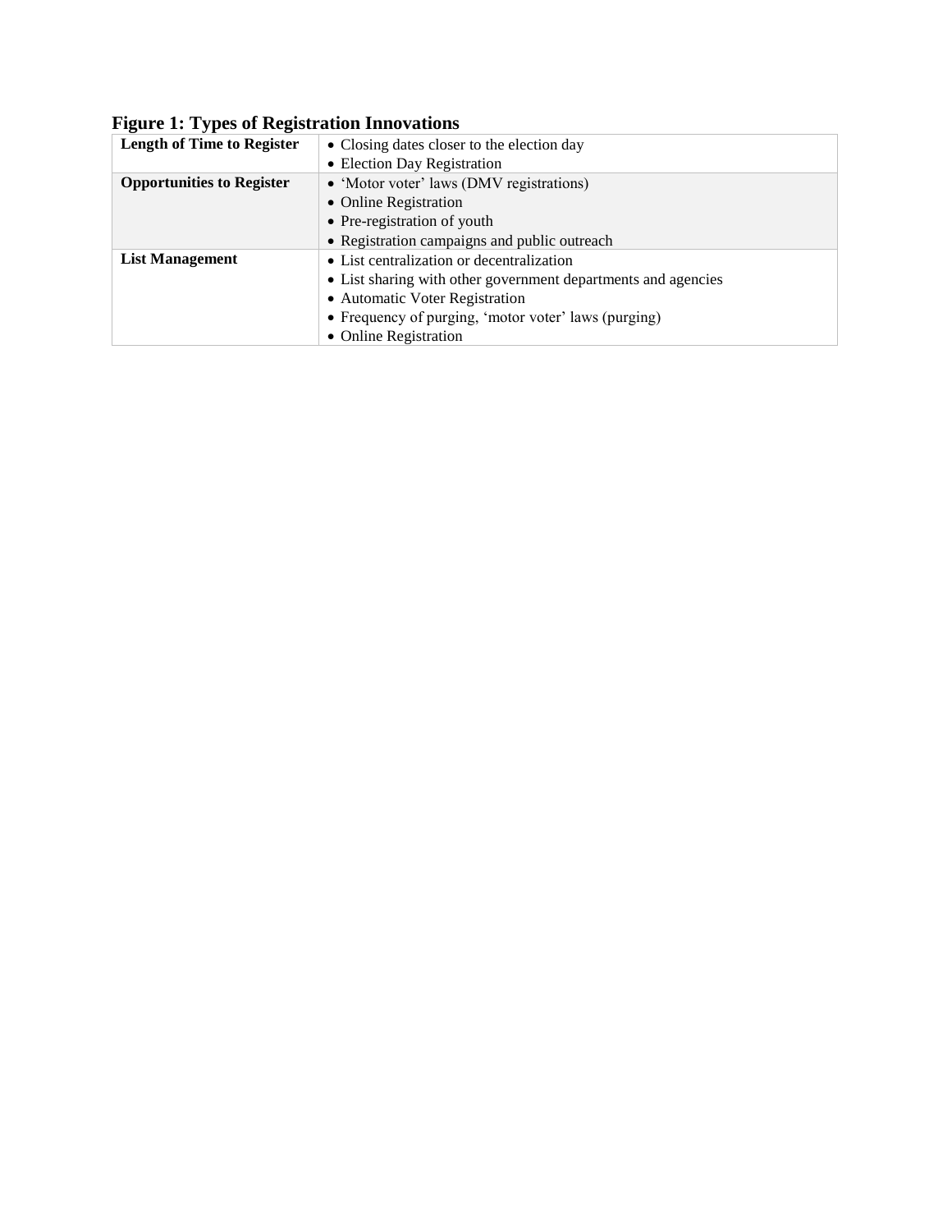**Figure 1: Types of Registration Innovations**

| | |
|---|---|
| **Length of Time to Register** | • Closing dates closer to the election day<br>• Election Day Registration |
| **Opportunities to Register** | • 'Motor voter' laws (DMV registrations)<br>• Online Registration<br>• Pre-registration of youth<br>• Registration campaigns and public outreach |
| **List Management** | • List centralization or decentralization<br>• List sharing with other government departments and agencies<br>• Automatic Voter Registration<br>• Frequency of purging, 'motor voter' laws (purging)<br>• Online Registration |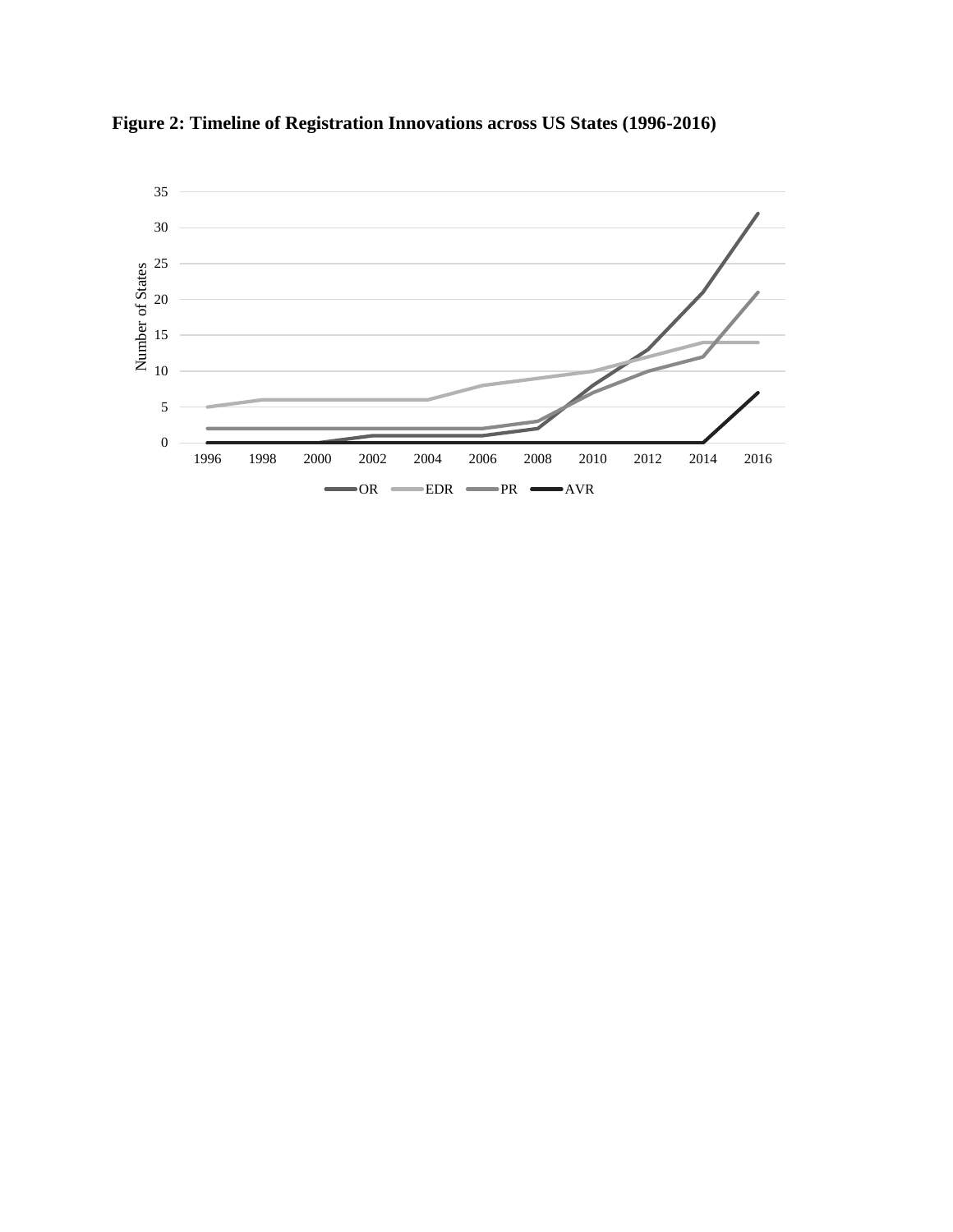**Figure 2: Timeline of Registration Innovations across US States (1996-2016)**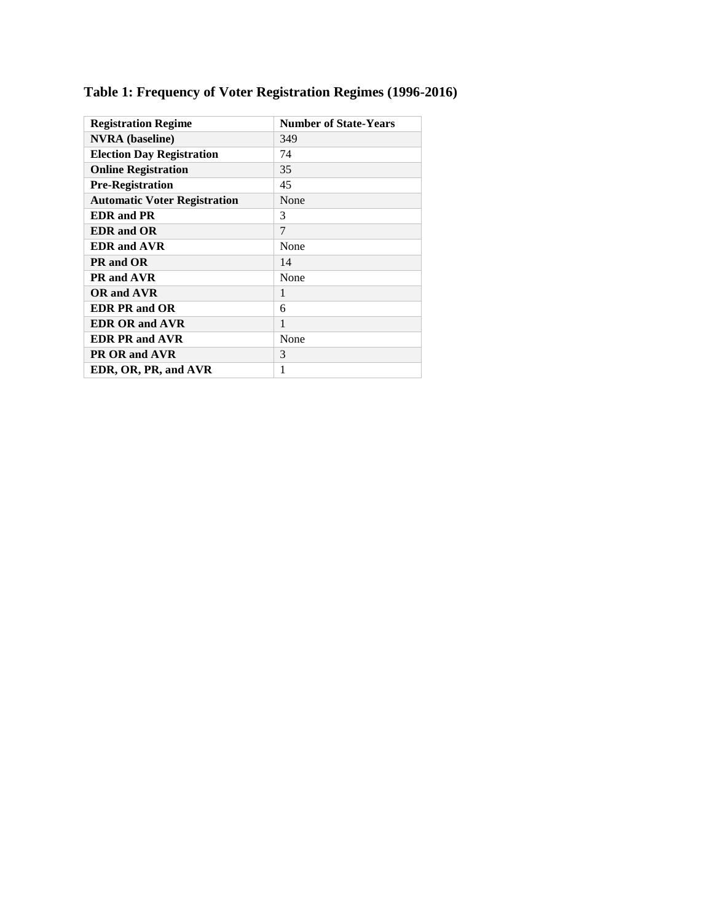**Table 1: Frequency of Voter Registration Regimes (1996-2016)**

| Registration Regime | Number of State-Years |
|---|---|
| **NVRA (baseline)** | 349 |
| **Election Day Registration** | 74 |
| **Online Registration** | 35 |
| **Pre-Registration** | 45 |
| **Automatic Voter Registration** | None |
| **EDR and PR** | 3 |
| **EDR and OR** | 7 |
| **EDR and AVR** | None |
| **PR and OR** | 14 |
| **PR and AVR** | None |
| **OR and AVR** | 1 |
| **EDR PR and OR** | 6 |
| **EDR OR and AVR** | 1 |
| **EDR PR and AVR** | None |
| **PR OR and AVR** | 3 |
| **EDR, OR, PR, and AVR** | 1 |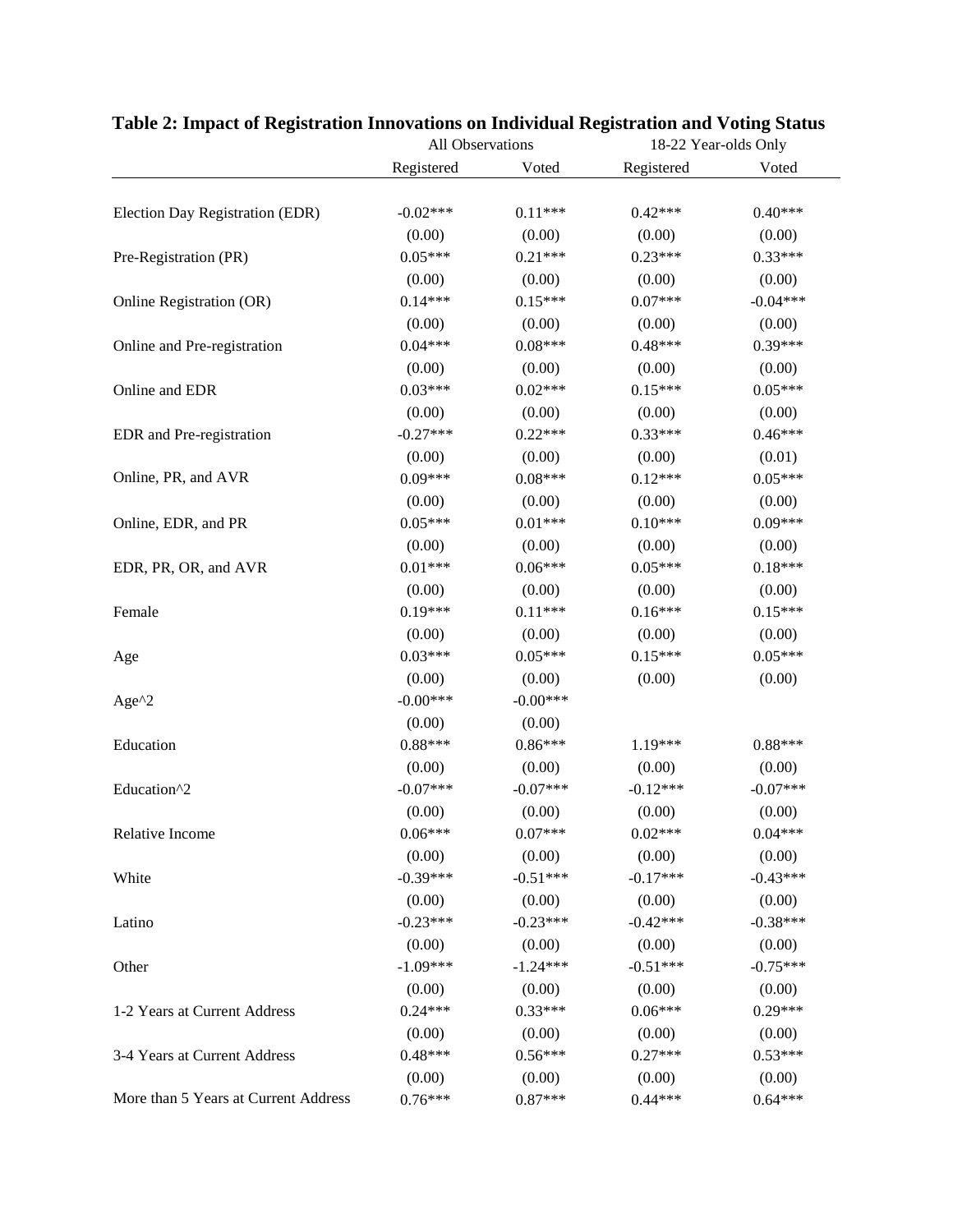**Table 2: Impact of Registration Innovations on Individual Registration and Voting Status**

| | All Observations | | 18-22 Year-olds Only | |
|---|---|---|---|---|
| | Registered | Voted | Registered | Voted |
| Election Day Registration (EDR) | -0.02*** | 0.11*** | 0.42*** | 0.40*** |
| | (0.00) | (0.00) | (0.00) | (0.00) |
| Pre-Registration (PR) | 0.05*** | 0.21*** | 0.23*** | 0.33*** |
| | (0.00) | (0.00) | (0.00) | (0.00) |
| Online Registration (OR) | 0.14*** | 0.15*** | 0.07*** | -0.04*** |
| | (0.00) | (0.00) | (0.00) | (0.00) |
| Online and Pre-registration | 0.04*** | 0.08*** | 0.48*** | 0.39*** |
| | (0.00) | (0.00) | (0.00) | (0.00) |
| Online and EDR | 0.03*** | 0.02*** | 0.15*** | 0.05*** |
| | (0.00) | (0.00) | (0.00) | (0.00) |
| EDR and Pre-registration | -0.27*** | 0.22*** | 0.33*** | 0.46*** |
| | (0.00) | (0.00) | (0.00) | (0.01) |
| Online, PR, and AVR | 0.09*** | 0.08*** | 0.12*** | 0.05*** |
| | (0.00) | (0.00) | (0.00) | (0.00) |
| Online, EDR, and PR | 0.05*** | 0.01*** | 0.10*** | 0.09*** |
| | (0.00) | (0.00) | (0.00) | (0.00) |
| EDR, PR, OR, and AVR | 0.01*** | 0.06*** | 0.05*** | 0.18*** |
| | (0.00) | (0.00) | (0.00) | (0.00) |
| Female | 0.19*** | 0.11*** | 0.16*** | 0.15*** |
| | (0.00) | (0.00) | (0.00) | (0.00) |
| Age | 0.03*** | 0.05*** | 0.15*** | 0.05*** |
| | (0.00) | (0.00) | (0.00) | (0.00) |
| Age^2 | -0.00*** | -0.00*** | | |
| | (0.00) | (0.00) | | |
| Education | 0.88*** | 0.86*** | 1.19*** | 0.88*** |
| | (0.00) | (0.00) | (0.00) | (0.00) |
| Education^2 | -0.07*** | -0.07*** | -0.12*** | -0.07*** |
| | (0.00) | (0.00) | (0.00) | (0.00) |
| Relative Income | 0.06*** | 0.07*** | 0.02*** | 0.04*** |
| | (0.00) | (0.00) | (0.00) | (0.00) |
| White | -0.39*** | -0.51*** | -0.17*** | -0.43*** |
| | (0.00) | (0.00) | (0.00) | (0.00) |
| Latino | -0.23*** | -0.23*** | -0.42*** | -0.38*** |
| | (0.00) | (0.00) | (0.00) | (0.00) |
| Other | -1.09*** | -1.24*** | -0.51*** | -0.75*** |
| | (0.00) | (0.00) | (0.00) | (0.00) |
| 1-2 Years at Current Address | 0.24*** | 0.33*** | 0.06*** | 0.29*** |
| | (0.00) | (0.00) | (0.00) | (0.00) |
| 3-4 Years at Current Address | 0.48*** | 0.56*** | 0.27*** | 0.53*** |
| | (0.00) | (0.00) | (0.00) | (0.00) |
| More than 5 Years at Current Address | 0.76*** | 0.87*** | 0.44*** | 0.64*** |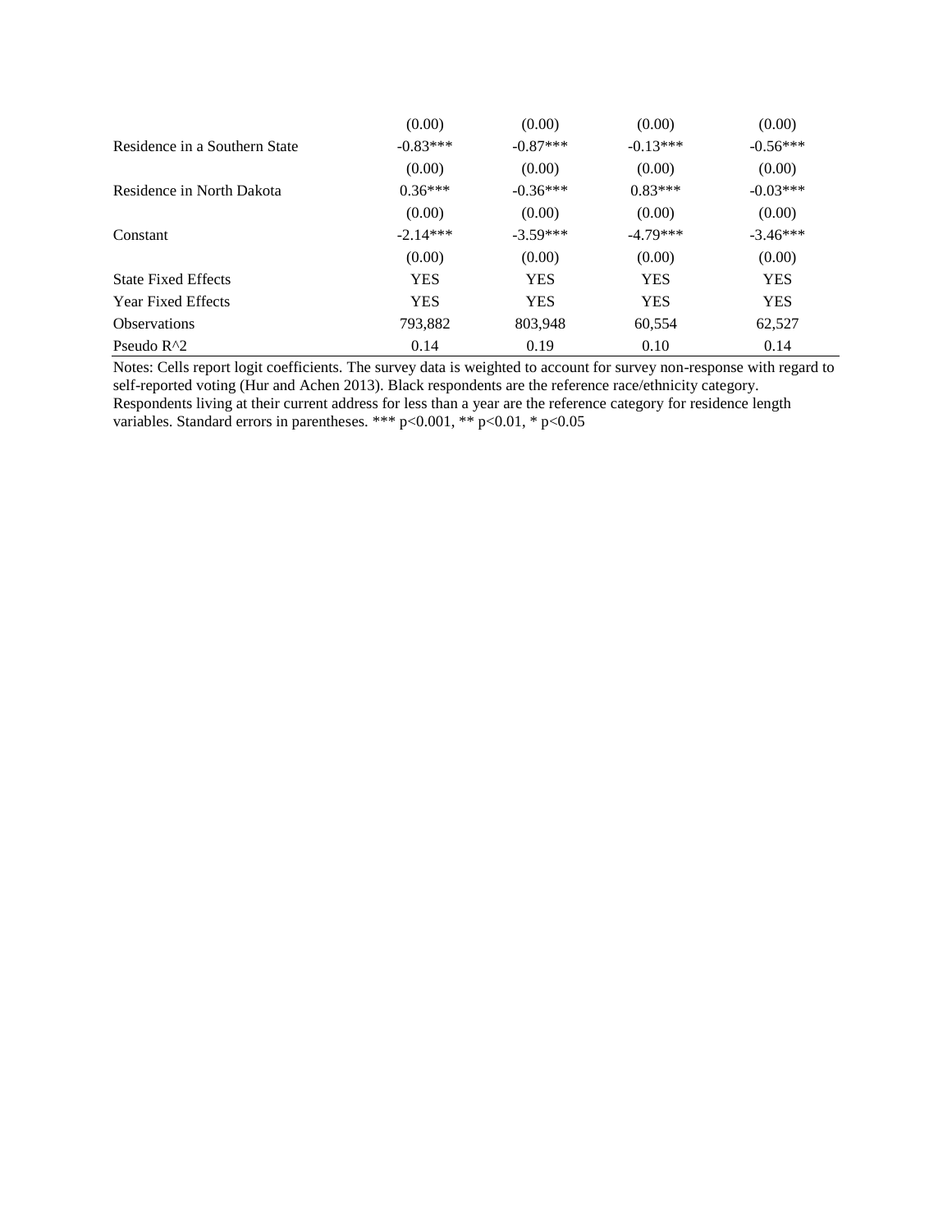| | | | | |
|---|---|---|---|---|
| | (0.00) | (0.00) | (0.00) | (0.00) |
| Residence in a Southern State | -0.83*** | -0.87*** | -0.13*** | -0.56*** |
| | (0.00) | (0.00) | (0.00) | (0.00) |
| Residence in North Dakota | 0.36*** | -0.36*** | 0.83*** | -0.03*** |
| | (0.00) | (0.00) | (0.00) | (0.00) |
| Constant | -2.14*** | -3.59*** | -4.79*** | -3.46*** |
| | (0.00) | (0.00) | (0.00) | (0.00) |
| State Fixed Effects | YES | YES | YES | YES |
| Year Fixed Effects | YES | YES | YES | YES |
| Observations | 793,882 | 803,948 | 60,554 | 62,527 |
| Pseudo R^2 | 0.14 | 0.19 | 0.10 | 0.14 |

Notes: Cells report logit coefficients. The survey data is weighted to account for survey non-response with regard to self-reported voting (Hur and Achen 2013). Black respondents are the reference race/ethnicity category. Respondents living at their current address for less than a year are the reference category for residence length variables. Standard errors in parentheses. *** p<0.001, ** p<0.01, * p<0.05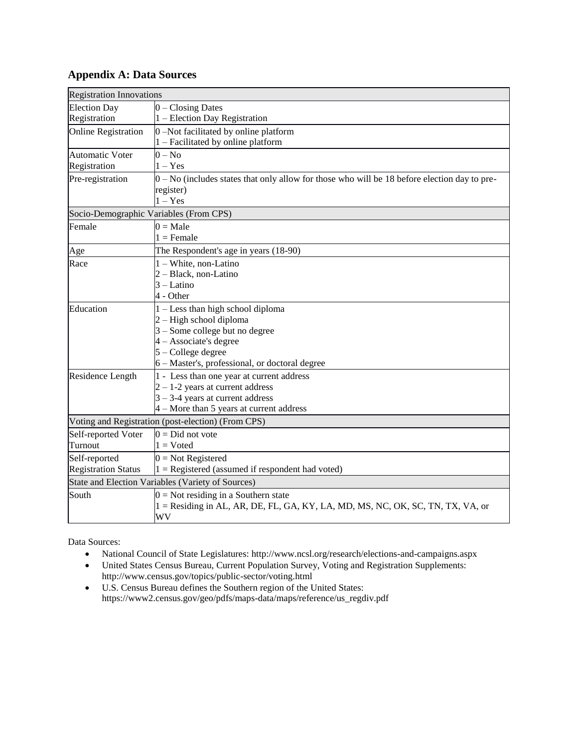## Appendix A: Data Sources

| Registration Innovations | |
|---|---|
| Election Day Registration | 0 – Closing Dates<br>1 – Election Day Registration |
| Online Registration | 0 –Not facilitated by online platform<br>1 – Facilitated by online platform |
| Automatic Voter Registration | 0 – No<br>1 – Yes |
| Pre-registration | 0 – No (includes states that only allow for those who will be 18 before election day to pre-register)<br>1 – Yes |
| **Socio-Demographic Variables (From CPS)** | |
| Female | 0 = Male<br>1 = Female |
| Age | The Respondent's age in years (18-90) |
| Race | 1 – White, non-Latino<br>2 – Black, non-Latino<br>3 – Latino<br>4 - Other |
| Education | 1 – Less than high school diploma<br>2 – High school diploma<br>3 – Some college but no degree<br>4 – Associate's degree<br>5 – College degree<br>6 – Master's, professional, or doctoral degree |
| Residence Length | 1 - Less than one year at current address<br>2 – 1-2 years at current address<br>3 – 3-4 years at current address<br>4 – More than 5 years at current address |
| **Voting and Registration (post-election) (From CPS)** | |
| Self-reported Voter Turnout | 0 = Did not vote<br>1 = Voted |
| Self-reported Registration Status | 0 = Not Registered<br>1 = Registered (assumed if respondent had voted) |
| **State and Election Variables (Variety of Sources)** | |
| South | 0 = Not residing in a Southern state<br>1 = Residing in AL, AR, DE, FL, GA, KY, LA, MD, MS, NC, OK, SC, TN, TX, VA, or WV |

Data Sources:

- National Council of State Legislatures: http://www.ncsl.org/research/elections-and-campaigns.aspx
- United States Census Bureau, Current Population Survey, Voting and Registration Supplements: http://www.census.gov/topics/public-sector/voting.html
- U.S. Census Bureau defines the Southern region of the United States: https://www2.census.gov/geo/pdfs/maps-data/maps/reference/us_regdiv.pdf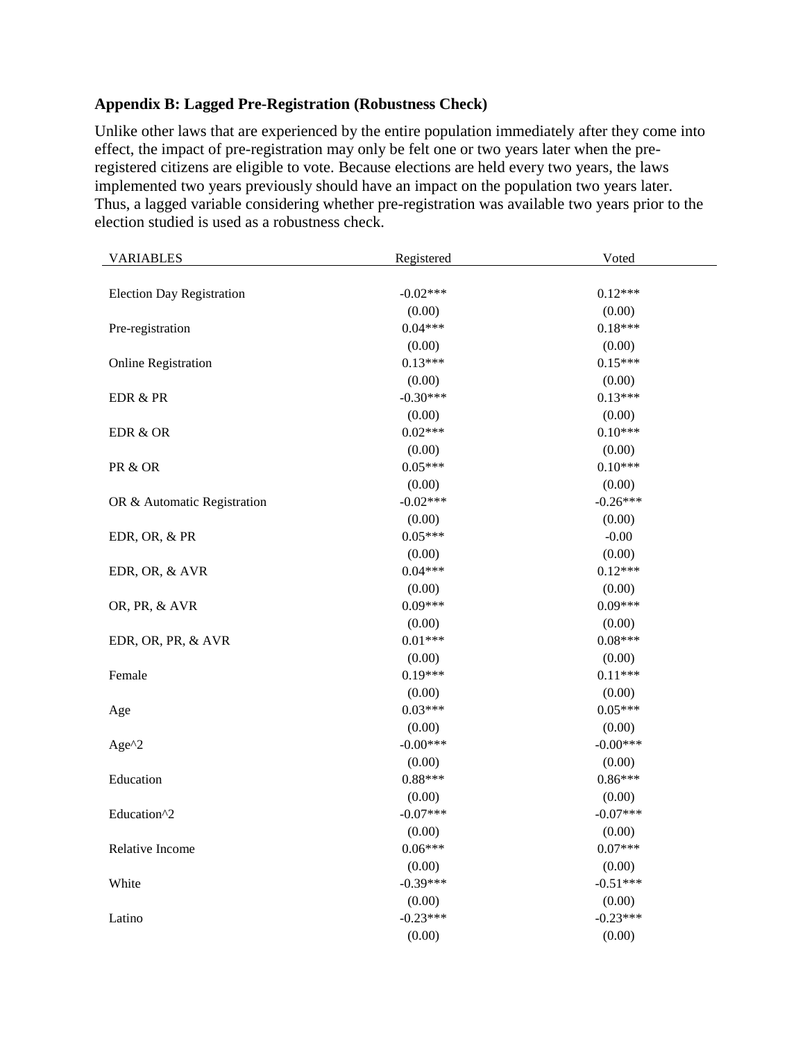**Appendix B: Lagged Pre-Registration (Robustness Check)**

Unlike other laws that are experienced by the entire population immediately after they come into effect, the impact of pre-registration may only be felt one or two years later when the pre-registered citizens are eligible to vote. Because elections are held every two years, the laws implemented two years previously should have an impact on the population two years later. Thus, a lagged variable considering whether pre-registration was available two years prior to the election studied is used as a robustness check.

| VARIABLES | Registered | Voted |
|---|---|---|
| Election Day Registration | -0.02*** | 0.12*** |
| | (0.00) | (0.00) |
| Pre-registration | 0.04*** | 0.18*** |
| | (0.00) | (0.00) |
| Online Registration | 0.13*** | 0.15*** |
| | (0.00) | (0.00) |
| EDR & PR | -0.30*** | 0.13*** |
| | (0.00) | (0.00) |
| EDR & OR | 0.02*** | 0.10*** |
| | (0.00) | (0.00) |
| PR & OR | 0.05*** | 0.10*** |
| | (0.00) | (0.00) |
| OR & Automatic Registration | -0.02*** | -0.26*** |
| | (0.00) | (0.00) |
| EDR, OR, & PR | 0.05*** | -0.00 |
| | (0.00) | (0.00) |
| EDR, OR, & AVR | 0.04*** | 0.12*** |
| | (0.00) | (0.00) |
| OR, PR, & AVR | 0.09*** | 0.09*** |
| | (0.00) | (0.00) |
| EDR, OR, PR, & AVR | 0.01*** | 0.08*** |
| | (0.00) | (0.00) |
| Female | 0.19*** | 0.11*** |
| | (0.00) | (0.00) |
| Age | 0.03*** | 0.05*** |
| | (0.00) | (0.00) |
| Age^2 | -0.00*** | -0.00*** |
| | (0.00) | (0.00) |
| Education | 0.88*** | 0.86*** |
| | (0.00) | (0.00) |
| Education^2 | -0.07*** | -0.07*** |
| | (0.00) | (0.00) |
| Relative Income | 0.06*** | 0.07*** |
| | (0.00) | (0.00) |
| White | -0.39*** | -0.51*** |
| | (0.00) | (0.00) |
| Latino | -0.23*** | -0.23*** |
| | (0.00) | (0.00) |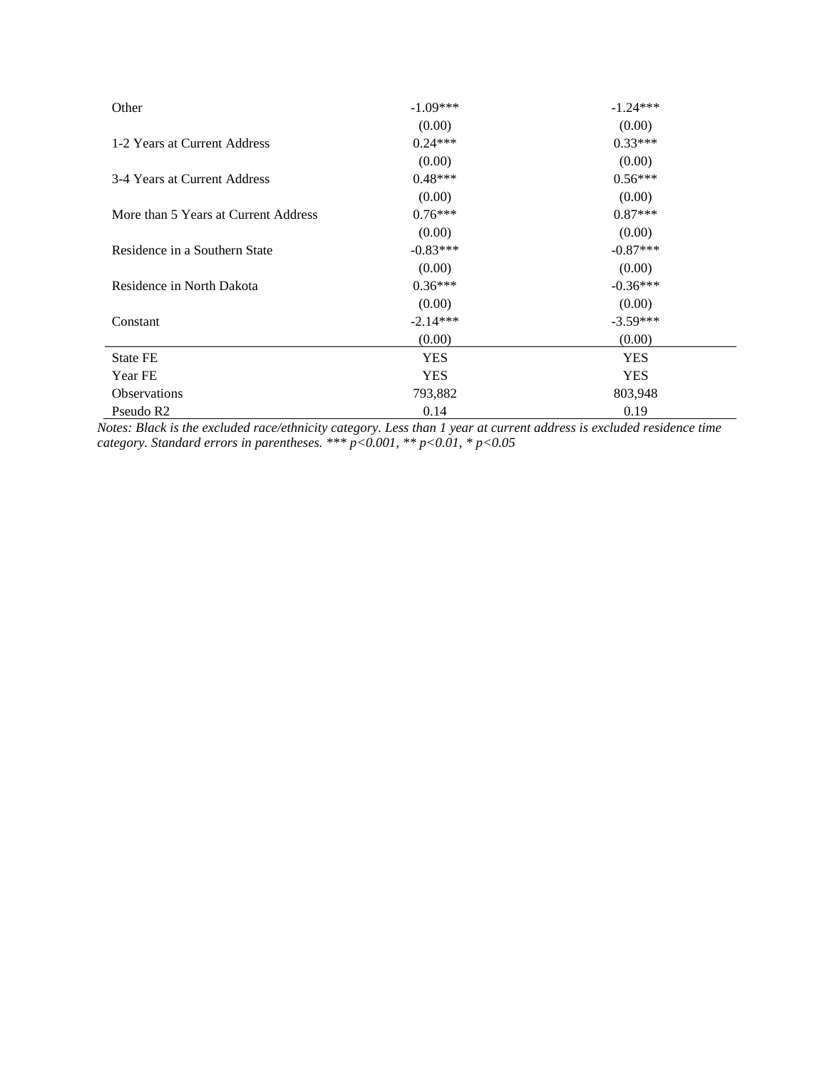| | | |
|---|---|---|
| Other | -1.09*** | -1.24*** |
| | (0.00) | (0.00) |
| 1-2 Years at Current Address | 0.24*** | 0.33*** |
| | (0.00) | (0.00) |
| 3-4 Years at Current Address | 0.48*** | 0.56*** |
| | (0.00) | (0.00) |
| More than 5 Years at Current Address | 0.76*** | 0.87*** |
| | (0.00) | (0.00) |
| Residence in a Southern State | -0.83*** | -0.87*** |
| | (0.00) | (0.00) |
| Residence in North Dakota | 0.36*** | -0.36*** |
| | (0.00) | (0.00) |
| Constant | -2.14*** | -3.59*** |
| | (0.00) | (0.00) |
| State FE | YES | YES |
| Year FE | YES | YES |
| Observations | 793,882 | 803,948 |
| Pseudo R2 | 0.14 | 0.19 |

*Notes: Black is the excluded race/ethnicity category. Less than 1 year at current address is excluded residence time category. Standard errors in parentheses. \*\*\* $p<0.001$, \*\* $p<0.01$, \* $p<0.05$*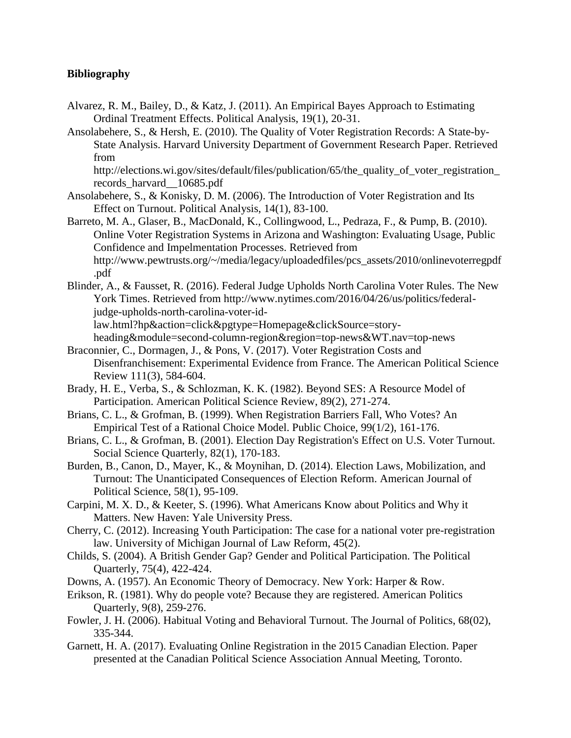**Bibliography**

Alvarez, R. M., Bailey, D., & Katz, J. (2011). An Empirical Bayes Approach to Estimating Ordinal Treatment Effects. Political Analysis, 19(1), 20-31.

Ansolabehere, S., & Hersh, E. (2010). The Quality of Voter Registration Records: A State-by-State Analysis. Harvard University Department of Government Research Paper. Retrieved from http://elections.wi.gov/sites/default/files/publication/65/the_quality_of_voter_registration_records_harvard__10685.pdf

Ansolabehere, S., & Konisky, D. M. (2006). The Introduction of Voter Registration and Its Effect on Turnout. Political Analysis, 14(1), 83-100.

Barreto, M. A., Glaser, B., MacDonald, K., Collingwood, L., Pedraza, F., & Pump, B. (2010). Online Voter Registration Systems in Arizona and Washington: Evaluating Usage, Public Confidence and Impelmentation Processes. Retrieved from http://www.pewtrusts.org/~/media/legacy/uploadedfiles/pcs_assets/2010/onlinevoterregpdf.pdf

Blinder, A., & Fausset, R. (2016). Federal Judge Upholds North Carolina Voter Rules. The New York Times. Retrieved from http://www.nytimes.com/2016/04/26/us/politics/federal-judge-upholds-north-carolina-voter-id-law.html?hp&action=click&pgtype=Homepage&clickSource=story-heading&module=second-column-region&region=top-news&WT.nav=top-news

Braconnier, C., Dormagen, J., & Pons, V. (2017). Voter Registration Costs and Disenfranchisement: Experimental Evidence from France. The American Political Science Review 111(3), 584-604.

Brady, H. E., Verba, S., & Schlozman, K. K. (1982). Beyond SES: A Resource Model of Participation. American Political Science Review, 89(2), 271-274.

Brians, C. L., & Grofman, B. (1999). When Registration Barriers Fall, Who Votes? An Empirical Test of a Rational Choice Model. Public Choice, 99(1/2), 161-176.

Brians, C. L., & Grofman, B. (2001). Election Day Registration's Effect on U.S. Voter Turnout. Social Science Quarterly, 82(1), 170-183.

Burden, B., Canon, D., Mayer, K., & Moynihan, D. (2014). Election Laws, Mobilization, and Turnout: The Unanticipated Consequences of Election Reform. American Journal of Political Science, 58(1), 95-109.

Carpini, M. X. D., & Keeter, S. (1996). What Americans Know about Politics and Why it Matters. New Haven: Yale University Press.

Cherry, C. (2012). Increasing Youth Participation: The case for a national voter pre-registration law. University of Michigan Journal of Law Reform, 45(2).

Childs, S. (2004). A British Gender Gap? Gender and Political Participation. The Political Quarterly, 75(4), 422-424.

Downs, A. (1957). An Economic Theory of Democracy. New York: Harper & Row.

Erikson, R. (1981). Why do people vote? Because they are registered. American Politics Quarterly, 9(8), 259-276.

Fowler, J. H. (2006). Habitual Voting and Behavioral Turnout. The Journal of Politics, 68(02), 335-344.

Garnett, H. A. (2017). Evaluating Online Registration in the 2015 Canadian Election. Paper presented at the Canadian Political Science Association Annual Meeting, Toronto.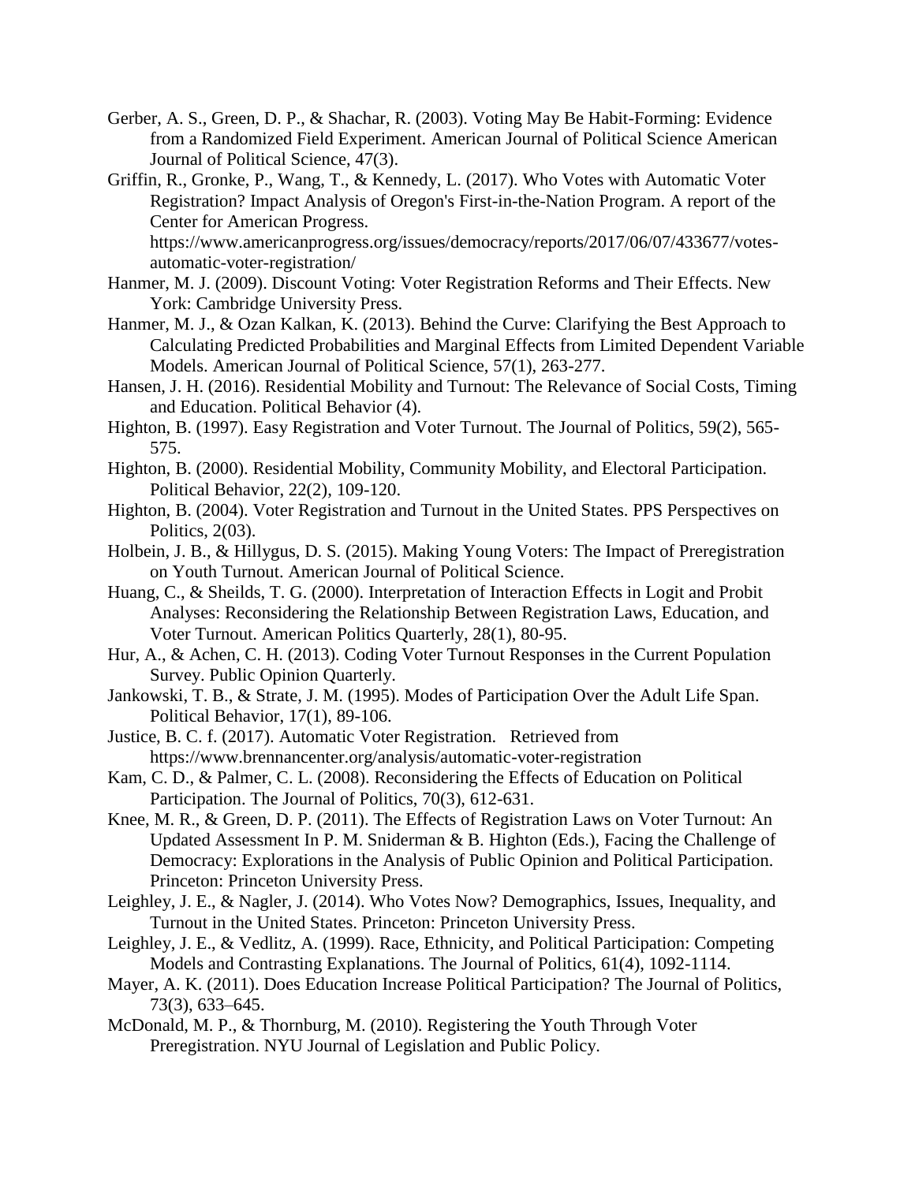Gerber, A. S., Green, D. P., & Shachar, R. (2003). Voting May Be Habit-Forming: Evidence from a Randomized Field Experiment. American Journal of Political Science American Journal of Political Science, 47(3).

Griffin, R., Gronke, P., Wang, T., & Kennedy, L. (2017). Who Votes with Automatic Voter Registration? Impact Analysis of Oregon's First-in-the-Nation Program. A report of the Center for American Progress. https://www.americanprogress.org/issues/democracy/reports/2017/06/07/433677/votes-automatic-voter-registration/

Hanmer, M. J. (2009). Discount Voting: Voter Registration Reforms and Their Effects. New York: Cambridge University Press.

Hanmer, M. J., & Ozan Kalkan, K. (2013). Behind the Curve: Clarifying the Best Approach to Calculating Predicted Probabilities and Marginal Effects from Limited Dependent Variable Models. American Journal of Political Science, 57(1), 263-277.

Hansen, J. H. (2016). Residential Mobility and Turnout: The Relevance of Social Costs, Timing and Education. Political Behavior (4).

Highton, B. (1997). Easy Registration and Voter Turnout. The Journal of Politics, 59(2), 565-575.

Highton, B. (2000). Residential Mobility, Community Mobility, and Electoral Participation. Political Behavior, 22(2), 109-120.

Highton, B. (2004). Voter Registration and Turnout in the United States. PPS Perspectives on Politics, 2(03).

Holbein, J. B., & Hillygus, D. S. (2015). Making Young Voters: The Impact of Preregistration on Youth Turnout. American Journal of Political Science.

Huang, C., & Sheilds, T. G. (2000). Interpretation of Interaction Effects in Logit and Probit Analyses: Reconsidering the Relationship Between Registration Laws, Education, and Voter Turnout. American Politics Quarterly, 28(1), 80-95.

Hur, A., & Achen, C. H. (2013). Coding Voter Turnout Responses in the Current Population Survey. Public Opinion Quarterly.

Jankowski, T. B., & Strate, J. M. (1995). Modes of Participation Over the Adult Life Span. Political Behavior, 17(1), 89-106.

Justice, B. C. f. (2017). Automatic Voter Registration. Retrieved from https://www.brennancenter.org/analysis/automatic-voter-registration

Kam, C. D., & Palmer, C. L. (2008). Reconsidering the Effects of Education on Political Participation. The Journal of Politics, 70(3), 612-631.

Knee, M. R., & Green, D. P. (2011). The Effects of Registration Laws on Voter Turnout: An Updated Assessment In P. M. Sniderman & B. Highton (Eds.), Facing the Challenge of Democracy: Explorations in the Analysis of Public Opinion and Political Participation. Princeton: Princeton University Press.

Leighley, J. E., & Nagler, J. (2014). Who Votes Now? Demographics, Issues, Inequality, and Turnout in the United States. Princeton: Princeton University Press.

Leighley, J. E., & Vedlitz, A. (1999). Race, Ethnicity, and Political Participation: Competing Models and Contrasting Explanations. The Journal of Politics, 61(4), 1092-1114.

Mayer, A. K. (2011). Does Education Increase Political Participation? The Journal of Politics, 73(3), 633–645.

McDonald, M. P., & Thornburg, M. (2010). Registering the Youth Through Voter Preregistration. NYU Journal of Legislation and Public Policy.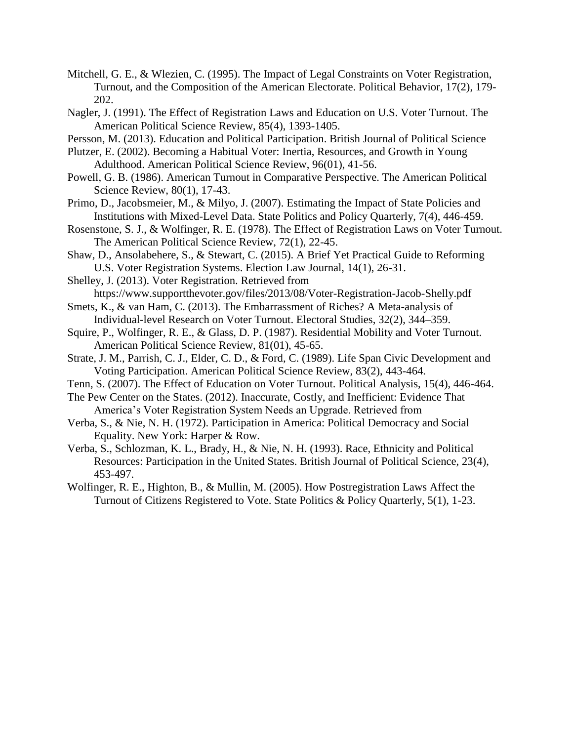Mitchell, G. E., & Wlezien, C. (1995). The Impact of Legal Constraints on Voter Registration, Turnout, and the Composition of the American Electorate. Political Behavior, 17(2), 179-202.

Nagler, J. (1991). The Effect of Registration Laws and Education on U.S. Voter Turnout. The American Political Science Review, 85(4), 1393-1405.

Persson, M. (2013). Education and Political Participation. British Journal of Political Science

Plutzer, E. (2002). Becoming a Habitual Voter: Inertia, Resources, and Growth in Young Adulthood. American Political Science Review, 96(01), 41-56.

Powell, G. B. (1986). American Turnout in Comparative Perspective. The American Political Science Review, 80(1), 17-43.

Primo, D., Jacobsmeier, M., & Milyo, J. (2007). Estimating the Impact of State Policies and Institutions with Mixed-Level Data. State Politics and Policy Quarterly, 7(4), 446-459.

Rosenstone, S. J., & Wolfinger, R. E. (1978). The Effect of Registration Laws on Voter Turnout. The American Political Science Review, 72(1), 22-45.

Shaw, D., Ansolabehere, S., & Stewart, C. (2015). A Brief Yet Practical Guide to Reforming U.S. Voter Registration Systems. Election Law Journal, 14(1), 26-31.

Shelley, J. (2013). Voter Registration. Retrieved from https://www.supportthevoter.gov/files/2013/08/Voter-Registration-Jacob-Shelly.pdf

Smets, K., & van Ham, C. (2013). The Embarrassment of Riches? A Meta-analysis of Individual-level Research on Voter Turnout. Electoral Studies, 32(2), 344–359.

Squire, P., Wolfinger, R. E., & Glass, D. P. (1987). Residential Mobility and Voter Turnout. American Political Science Review, 81(01), 45-65.

Strate, J. M., Parrish, C. J., Elder, C. D., & Ford, C. (1989). Life Span Civic Development and Voting Participation. American Political Science Review, 83(2), 443-464.

Tenn, S. (2007). The Effect of Education on Voter Turnout. Political Analysis, 15(4), 446-464.

The Pew Center on the States. (2012). Inaccurate, Costly, and Inefficient: Evidence That America's Voter Registration System Needs an Upgrade. Retrieved from

Verba, S., & Nie, N. H. (1972). Participation in America: Political Democracy and Social Equality. New York: Harper & Row.

Verba, S., Schlozman, K. L., Brady, H., & Nie, N. H. (1993). Race, Ethnicity and Political Resources: Participation in the United States. British Journal of Political Science, 23(4), 453-497.

Wolfinger, R. E., Highton, B., & Mullin, M. (2005). How Postregistration Laws Affect the Turnout of Citizens Registered to Vote. State Politics & Policy Quarterly, 5(1), 1-23.